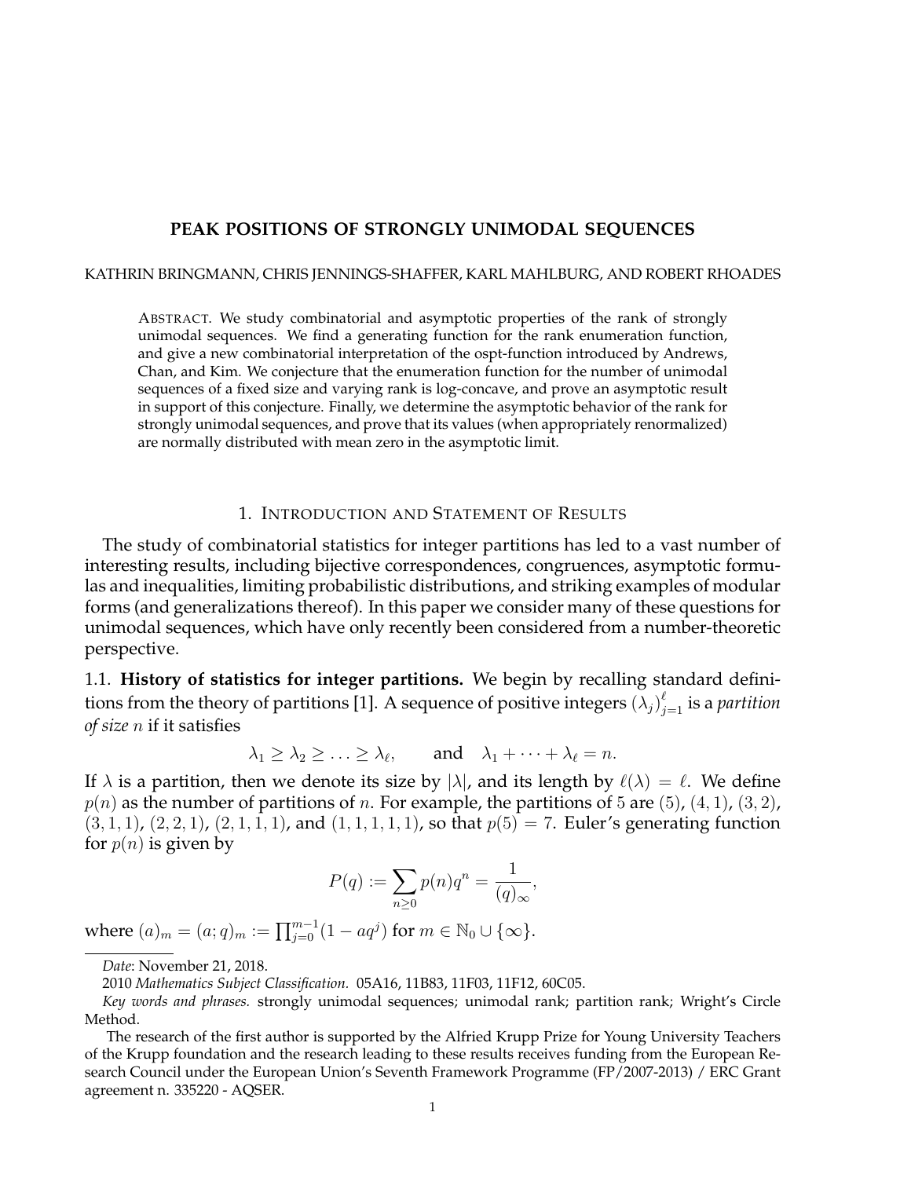# PEAK POSITIONS OF STRONGLY UNIMODAL SEQUENCES

KATHRIN BRINGMANN, CHRIS JENNINGS-SHAFFER, KARL MAHLBURG, AND ROBERT RHOADES

ABSTRACT. We study combinatorial and asymptotic properties of the rank of strongly unimodal sequences. We find a generating function for the rank enumeration function, and give a new combinatorial interpretation of the ospt-function introduced by Andrews, Chan, and Kim. We conjecture that the enumeration function for the number of unimodal sequences of a fixed size and varying rank is log-concave, and prove an asymptotic result in support of this conjecture. Finally, we determine the asymptotic behavior of the rank for strongly unimodal sequences, and prove that its values (when appropriately renormalized) are normally distributed with mean zero in the asymptotic limit.

## 1. INTRODUCTION AND STATEMENT OF RESULTS

The study of combinatorial statistics for integer partitions has led to a vast number of interesting results, including bijective correspondences, congruences, asymptotic formulas and inequalities, limiting probabilistic distributions, and striking examples of modular forms (and generalizations thereof). In this paper we consider many of these questions for unimodal sequences, which have only recently been considered from a number-theoretic perspective.

### 1.1. History of statistics for integer partitions.

We begin by recalling standard definitions from the theory of partitions [1]. A sequence of positive integers $(\lambda_j)_{j=1}^{\ell}$ is a *partition of size* $n$ if it satisfies

$$\lambda_1 \geq \lambda_2 \geq \ldots \geq \lambda_\ell, \qquad \text{and} \quad \lambda_1 + \cdots + \lambda_\ell = n.$$

If $\lambda$ is a partition, then we denote its size by $|\lambda|$, and its length by $\ell(\lambda) = \ell$. We define $p(n)$ as the number of partitions of $n$. For example, the partitions of $5$ are $(5)$, $(4,1)$, $(3,2)$, $(3,1,1)$, $(2,2,1)$, $(2,1,1,1)$, and $(1,1,1,1,1)$, so that $p(5) = 7$. Euler's generating function for $p(n)$ is given by

$$P(q) := \sum_{n \geq 0} p(n) q^n = \frac{1}{(q)_\infty},$$

where $(a)_m = (a;q)_m := \prod_{j=0}^{m-1}(1 - aq^j)$ for $m \in \mathbb{N}_0 \cup \{\infty\}$.

---

*Date*: November 21, 2018.

2010 *Mathematics Subject Classification.* 05A16, 11B83, 11F03, 11F12, 60C05.

*Key words and phrases.* strongly unimodal sequences; unimodal rank; partition rank; Wright's Circle Method.

The research of the first author is supported by the Alfried Krupp Prize for Young University Teachers of the Krupp foundation and the research leading to these results receives funding from the European Research Council under the European Union's Seventh Framework Programme (FP/2007-2013) / ERC Grant agreement n. 335220 - AQSER.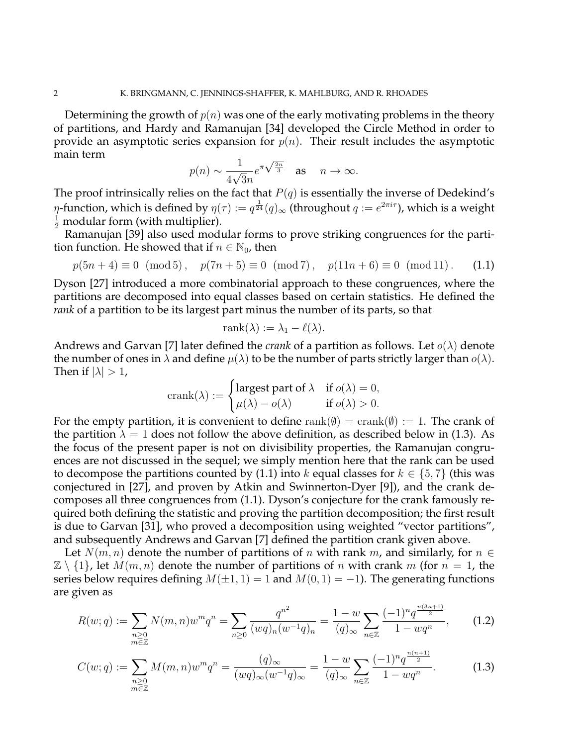Determining the growth of $p(n)$ was one of the early motivating problems in the theory of partitions, and Hardy and Ramanujan [34] developed the Circle Method in order to provide an asymptotic series expansion for $p(n)$. Their result includes the asymptotic main term

$$p(n) \sim \frac{1}{4\sqrt{3}n} e^{\pi\sqrt{\frac{2n}{3}}} \quad \text{as} \quad n \to \infty.$$

The proof intrinsically relies on the fact that $P(q)$ is essentially the inverse of Dedekind's $\eta$-function, which is defined by $\eta(\tau) := q^{\frac{1}{24}}(q)_\infty$ (throughout $q := e^{2\pi i\tau}$), which is a weight $\frac{1}{2}$ modular form (with multiplier).

Ramanujan [39] also used modular forms to prove striking congruences for the partition function. He showed that if $n \in \mathbb{N}_0$, then

$$p(5n+4) \equiv 0 \pmod{5}, \quad p(7n+5) \equiv 0 \pmod{7}, \quad p(11n+6) \equiv 0 \pmod{11}. \tag{1.1}$$

Dyson [27] introduced a more combinatorial approach to these congruences, where the partitions are decomposed into equal classes based on certain statistics. He defined the *rank* of a partition to be its largest part minus the number of its parts, so that

$$\operatorname{rank}(\lambda) := \lambda_1 - \ell(\lambda).$$

Andrews and Garvan [7] later defined the *crank* of a partition as follows. Let $o(\lambda)$ denote the number of ones in $\lambda$ and define $\mu(\lambda)$ to be the number of parts strictly larger than $o(\lambda)$. Then if $|\lambda| > 1$,

$$\operatorname{crank}(\lambda) := \begin{cases} \text{largest part of } \lambda & \text{if } o(\lambda) = 0, \\ \mu(\lambda) - o(\lambda) & \text{if } o(\lambda) > 0. \end{cases}$$

For the empty partition, it is convenient to define $\operatorname{rank}(\emptyset) = \operatorname{crank}(\emptyset) := 1$. The crank of the partition $\lambda = 1$ does not follow the above definition, as described below in (1.3). As the focus of the present paper is not on divisibility properties, the Ramanujan congruences are not discussed in the sequel; we simply mention here that the rank can be used to decompose the partitions counted by (1.1) into $k$ equal classes for $k \in \{5, 7\}$ (this was conjectured in [27], and proven by Atkin and Swinnerton-Dyer [9]), and the crank decomposes all three congruences from (1.1). Dyson's conjecture for the crank famously required both defining the statistic and proving the partition decomposition; the first result is due to Garvan [31], who proved a decomposition using weighted "vector partitions", and subsequently Andrews and Garvan [7] defined the partition crank given above.

Let $N(m,n)$ denote the number of partitions of $n$ with rank $m$, and similarly, for $n \in \mathbb{Z} \setminus \{1\}$, let $M(m,n)$ denote the number of partitions of $n$ with crank $m$ (for $n = 1$, the series below requires defining $M(\pm 1, 1) = 1$ and $M(0,1) = -1$). The generating functions are given as

$$R(w;q) := \sum_{\substack{n \geq 0 \\ m \in \mathbb{Z}}} N(m,n) w^m q^n = \sum_{n \geq 0} \frac{q^{n^2}}{(wq)_n (w^{-1}q)_n} = \frac{1-w}{(q)_\infty} \sum_{n \in \mathbb{Z}} \frac{(-1)^n q^{\frac{n(3n+1)}{2}}}{1 - wq^n}, \tag{1.2}$$

$$C(w;q) := \sum_{\substack{n \geq 0 \\ m \in \mathbb{Z}}} M(m,n) w^m q^n = \frac{(q)_\infty}{(wq)_\infty (w^{-1}q)_\infty} = \frac{1-w}{(q)_\infty} \sum_{n \in \mathbb{Z}} \frac{(-1)^n q^{\frac{n(n+1)}{2}}}{1 - wq^n}. \tag{1.3}$$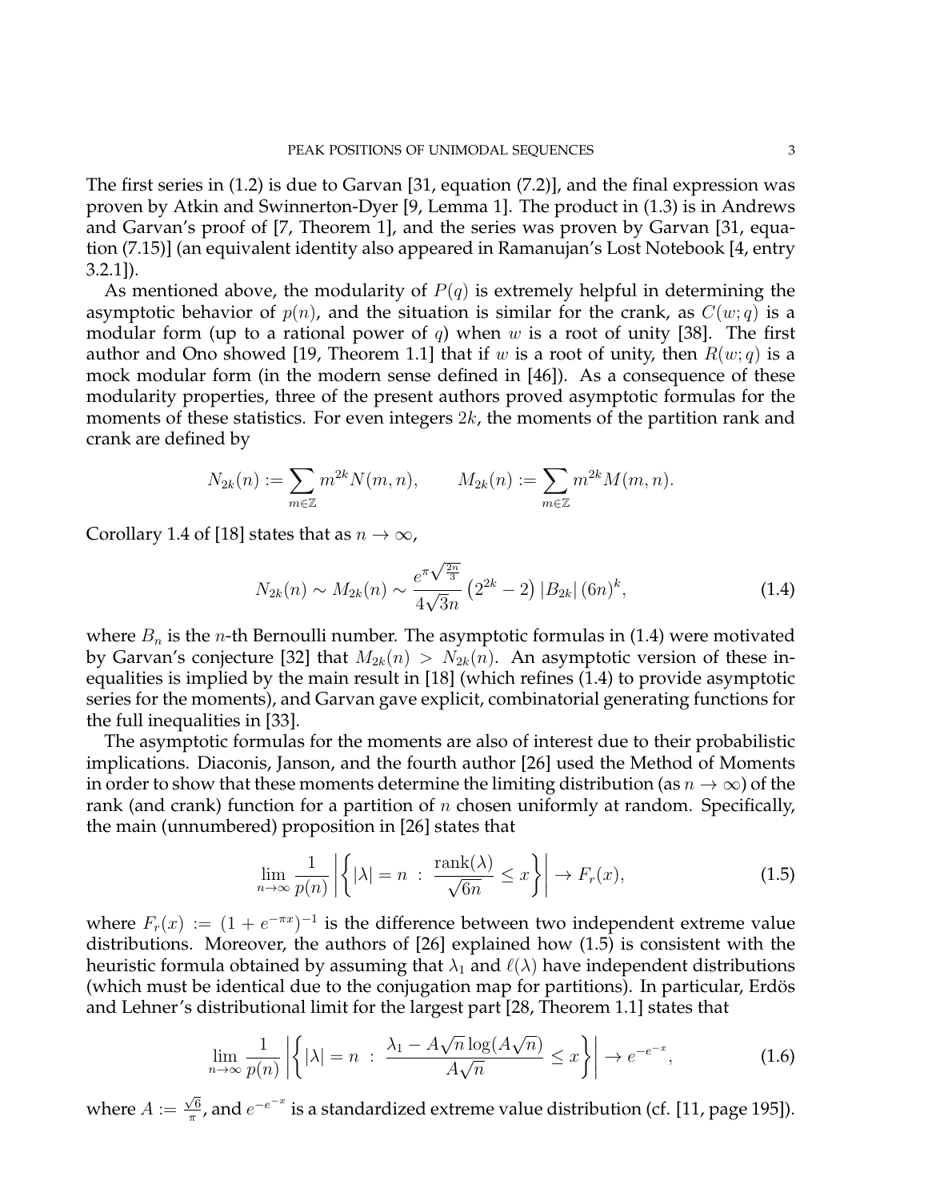The first series in (1.2) is due to Garvan [31, equation (7.2)], and the final expression was proven by Atkin and Swinnerton-Dyer [9, Lemma 1]. The product in (1.3) is in Andrews and Garvan's proof of [7, Theorem 1], and the series was proven by Garvan [31, equation (7.15)] (an equivalent identity also appeared in Ramanujan's Lost Notebook [4, entry 3.2.1]).

As mentioned above, the modularity of $P(q)$ is extremely helpful in determining the asymptotic behavior of $p(n)$, and the situation is similar for the crank, as $C(w;q)$ is a modular form (up to a rational power of $q$) when $w$ is a root of unity [38]. The first author and Ono showed [19, Theorem 1.1] that if $w$ is a root of unity, then $R(w;q)$ is a mock modular form (in the modern sense defined in [46]). As a consequence of these modularity properties, three of the present authors proved asymptotic formulas for the moments of these statistics. For even integers $2k$, the moments of the partition rank and crank are defined by

$$N_{2k}(n) := \sum_{m \in \mathbb{Z}} m^{2k} N(m,n), \qquad M_{2k}(n) := \sum_{m \in \mathbb{Z}} m^{2k} M(m,n).$$

Corollary 1.4 of [18] states that as $n \to \infty$,

$$N_{2k}(n) \sim M_{2k}(n) \sim \frac{e^{\pi\sqrt{\frac{2n}{3}}}}{4\sqrt{3}n} \left(2^{2k} - 2\right) |B_{2k}| \, (6n)^k, \tag{1.4}$$

where $B_n$ is the $n$-th Bernoulli number. The asymptotic formulas in (1.4) were motivated by Garvan's conjecture [32] that $M_{2k}(n) > N_{2k}(n)$. An asymptotic version of these inequalities is implied by the main result in [18] (which refines (1.4) to provide asymptotic series for the moments), and Garvan gave explicit, combinatorial generating functions for the full inequalities in [33].

The asymptotic formulas for the moments are also of interest due to their probabilistic implications. Diaconis, Janson, and the fourth author [26] used the Method of Moments in order to show that these moments determine the limiting distribution (as $n \to \infty$) of the rank (and crank) function for a partition of $n$ chosen uniformly at random. Specifically, the main (unnumbered) proposition in [26] states that

$$\lim_{n\to\infty} \frac{1}{p(n)} \left| \left\{ |\lambda| = n \ : \ \frac{\operatorname{rank}(\lambda)}{\sqrt{6n}} \leq x \right\} \right| \to F_r(x), \tag{1.5}$$

where $F_r(x) := (1 + e^{-\pi x})^{-1}$ is the difference between two independent extreme value distributions. Moreover, the authors of [26] explained how (1.5) is consistent with the heuristic formula obtained by assuming that $\lambda_1$ and $\ell(\lambda)$ have independent distributions (which must be identical due to the conjugation map for partitions). In particular, Erdös and Lehner's distributional limit for the largest part [28, Theorem 1.1] states that

$$\lim_{n\to\infty} \frac{1}{p(n)} \left| \left\{ |\lambda| = n \ : \ \frac{\lambda_1 - A\sqrt{n}\log(A\sqrt{n})}{A\sqrt{n}} \leq x \right\} \right| \to e^{-e^{-x}}, \tag{1.6}$$

where $A := \frac{\sqrt{6}}{\pi}$, and $e^{-e^{-x}}$ is a standardized extreme value distribution (cf. [11, page 195]).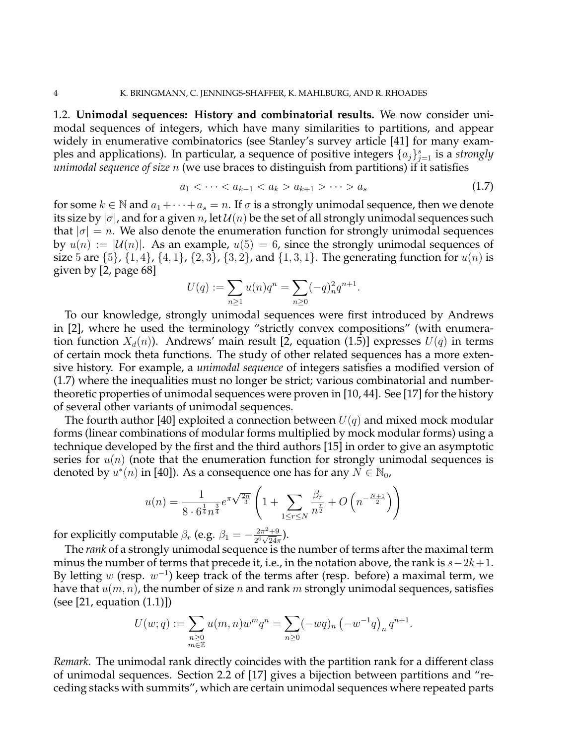### 1.2. **Unimodal sequences: History and combinatorial results.**

We now consider unimodal sequences of integers, which have many similarities to partitions, and appear widely in enumerative combinatorics (see Stanley's survey article [41] for many examples and applications). In particular, a sequence of positive integers $\{a_j\}_{j=1}^s$ is a *strongly unimodal sequence of size* $n$ (we use braces to distinguish from partitions) if it satisfies

$$a_1 < \cdots < a_{k-1} < a_k > a_{k+1} > \cdots > a_s \tag{1.7}$$

for some $k \in \mathbb{N}$ and $a_1 + \cdots + a_s = n$. If $\sigma$ is a strongly unimodal sequence, then we denote its size by $|\sigma|$, and for a given $n$, let $\mathcal{U}(n)$ be the set of all strongly unimodal sequences such that $|\sigma| = n$. We also denote the enumeration function for strongly unimodal sequences by $u(n) := |\mathcal{U}(n)|$. As an example, $u(5) = 6$, since the strongly unimodal sequences of size 5 are $\{5\}$, $\{1, 4\}$, $\{4, 1\}$, $\{2, 3\}$, $\{3, 2\}$, and $\{1, 3, 1\}$. The generating function for $u(n)$ is given by [2, page 68]

$$U(q) := \sum_{n \geq 1} u(n) q^n = \sum_{n \geq 0} (-q)_n^2 q^{n+1}.$$

To our knowledge, strongly unimodal sequences were first introduced by Andrews in [2], where he used the terminology "strictly convex compositions" (with enumeration function $X_d(n)$). Andrews' main result [2, equation (1.5)] expresses $U(q)$ in terms of certain mock theta functions. The study of other related sequences has a more extensive history. For example, a *unimodal sequence* of integers satisfies a modified version of (1.7) where the inequalities must no longer be strict; various combinatorial and number-theoretic properties of unimodal sequences were proven in [10, 44]. See [17] for the history of several other variants of unimodal sequences.

The fourth author [40] exploited a connection between $U(q)$ and mixed mock modular forms (linear combinations of modular forms multiplied by mock modular forms) using a technique developed by the first and the third authors [15] in order to give an asymptotic series for $u(n)$ (note that the enumeration function for strongly unimodal sequences is denoted by $u^*(n)$ in [40]). As a consequence one has for any $N \in \mathbb{N}_0$,

$$u(n) = \frac{1}{8 \cdot 6^{\frac{1}{4}} n^{\frac{3}{4}}} e^{\pi \sqrt{\frac{2n}{3}}} \left( 1 + \sum_{1 \leq r \leq N} \frac{\beta_r}{n^{\frac{r}{2}}} + O\left( n^{-\frac{N+1}{2}} \right) \right)$$

for explicitly computable $\beta_r$ (e.g. $\beta_1 = -\frac{2\pi^2 + 9}{2^6 \sqrt{24} \pi}$).

The *rank* of a strongly unimodal sequence is the number of terms after the maximal term minus the number of terms that precede it, i.e., in the notation above, the rank is $s - 2k + 1$. By letting $w$ (resp. $w^{-1}$) keep track of the terms after (resp. before) a maximal term, we have that $u(m, n)$, the number of size $n$ and rank $m$ strongly unimodal sequences, satisfies (see [21, equation (1.1)])

$$U(w; q) := \sum_{\substack{n \geq 0 \\ m \in \mathbb{Z}}} u(m, n) w^m q^n = \sum_{n \geq 0} (-wq)_n \left( -w^{-1} q \right)_n q^{n+1}.$$

*Remark.* The unimodal rank directly coincides with the partition rank for a different class of unimodal sequences. Section 2.2 of [17] gives a bijection between partitions and "receding stacks with summits", which are certain unimodal sequences where repeated parts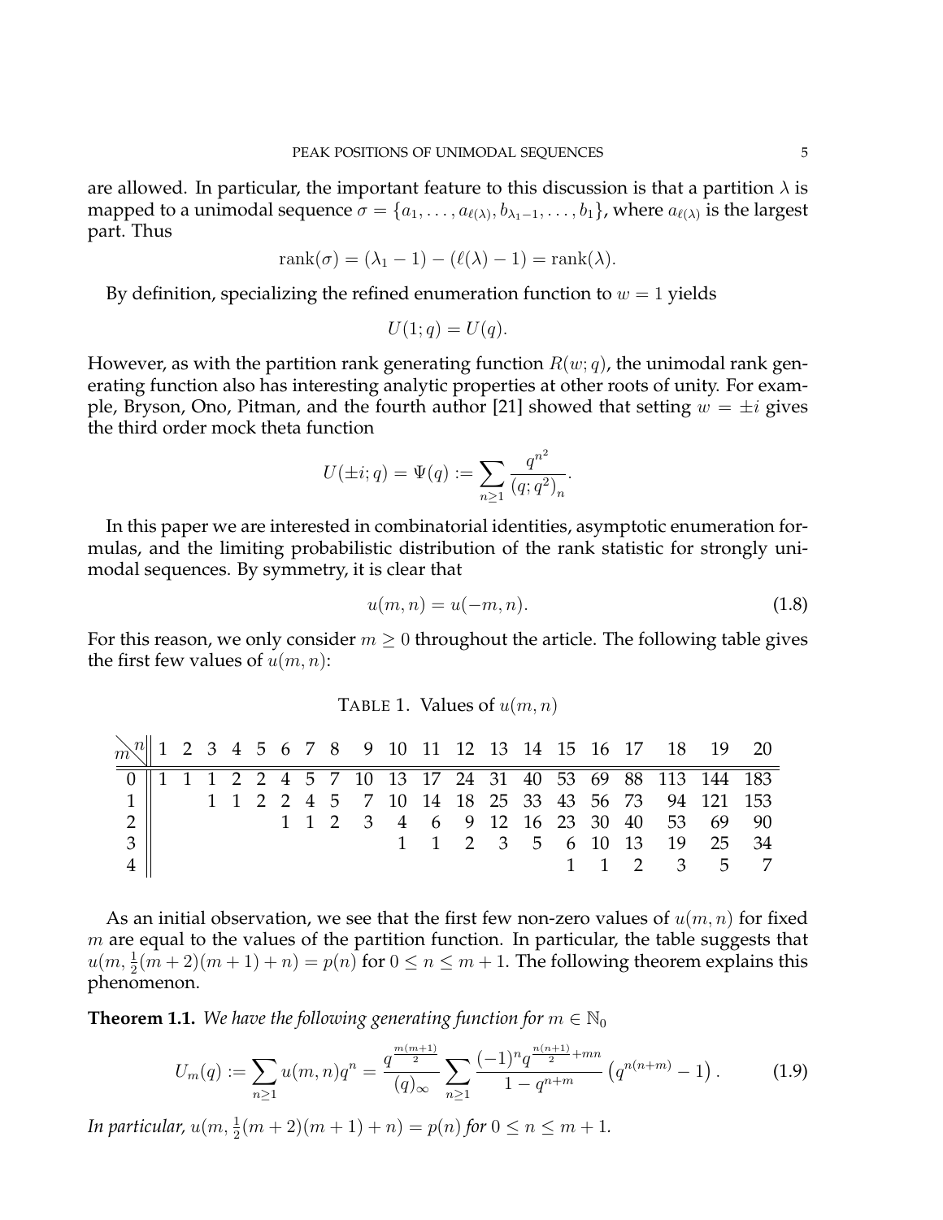are allowed. In particular, the important feature to this discussion is that a partition $\lambda$ is mapped to a unimodal sequence $\sigma = \{a_1, \dots, a_{\ell(\lambda)}, b_{\lambda_1 - 1}, \dots, b_1\}$, where $a_{\ell(\lambda)}$ is the largest part. Thus

$$\mathrm{rank}(\sigma) = (\lambda_1 - 1) - (\ell(\lambda) - 1) = \mathrm{rank}(\lambda).$$

By definition, specializing the refined enumeration function to $w = 1$ yields

$$U(1; q) = U(q).$$

However, as with the partition rank generating function $R(w;q)$, the unimodal rank generating function also has interesting analytic properties at other roots of unity. For example, Bryson, Ono, Pitman, and the fourth author [21] showed that setting $w = \pm i$ gives the third order mock theta function

$$U(\pm i; q) = \Psi(q) := \sum_{n \geq 1} \frac{q^{n^2}}{(q;q^2)_n}.$$

In this paper we are interested in combinatorial identities, asymptotic enumeration formulas, and the limiting probabilistic distribution of the rank statistic for strongly unimodal sequences. By symmetry, it is clear that

$$u(m, n) = u(-m, n). \tag{1.8}$$

For this reason, we only consider $m \geq 0$ throughout the article. The following table gives the first few values of $u(m, n)$:

TABLE 1. Values of $u(m,n)$

| $m \backslash n$ | 1 | 2 | 3 | 4 | 5 | 6 | 7 | 8 | 9 | 10 | 11 | 12 | 13 | 14 | 15 | 16 | 17 | 18 | 19 | 20 |
|---|---|---|---|---|---|---|---|---|---|---|---|---|---|---|---|---|---|---|---|---|
| 0 | 1 | 1 | 1 | 2 | 2 | 4 | 5 | 7 | 10 | 13 | 17 | 24 | 31 | 40 | 53 | 69 | 88 | 113 | 144 | 183 |
| 1 | | | 1 | 1 | 2 | 2 | 4 | 5 | 7 | 10 | 14 | 18 | 25 | 33 | 43 | 56 | 73 | 94 | 121 | 153 |
| 2 | | | | | | 1 | 1 | 2 | 3 | 4 | 6 | 9 | 12 | 16 | 23 | 30 | 40 | 53 | 69 | 90 |
| 3 | | | | | | | | | | 1 | 1 | 2 | 3 | 5 | 6 | 10 | 13 | 19 | 25 | 34 |
| 4 | | | | | | | | | | | | | | | 1 | 1 | 2 | 3 | 5 | 7 |

As an initial observation, we see that the first few non-zero values of $u(m,n)$ for fixed $m$ are equal to the values of the partition function. In particular, the table suggests that $u(m, \frac{1}{2}(m+2)(m+1) + n) = p(n)$ for $0 \leq n \leq m+1$. The following theorem explains this phenomenon.

**Theorem 1.1.** *We have the following generating function for $m \in \mathbb{N}_0$*

$$U_m(q) := \sum_{n \geq 1} u(m,n) q^n = \frac{q^{\frac{m(m+1)}{2}}}{(q)_\infty} \sum_{n \geq 1} \frac{(-1)^n q^{\frac{n(n+1)}{2} + mn}}{1 - q^{n+m}} \left( q^{n(n+m)} - 1 \right). \tag{1.9}$$

*In particular, $u(m, \frac{1}{2}(m+2)(m+1) + n) = p(n)$ for $0 \leq n \leq m+1$.*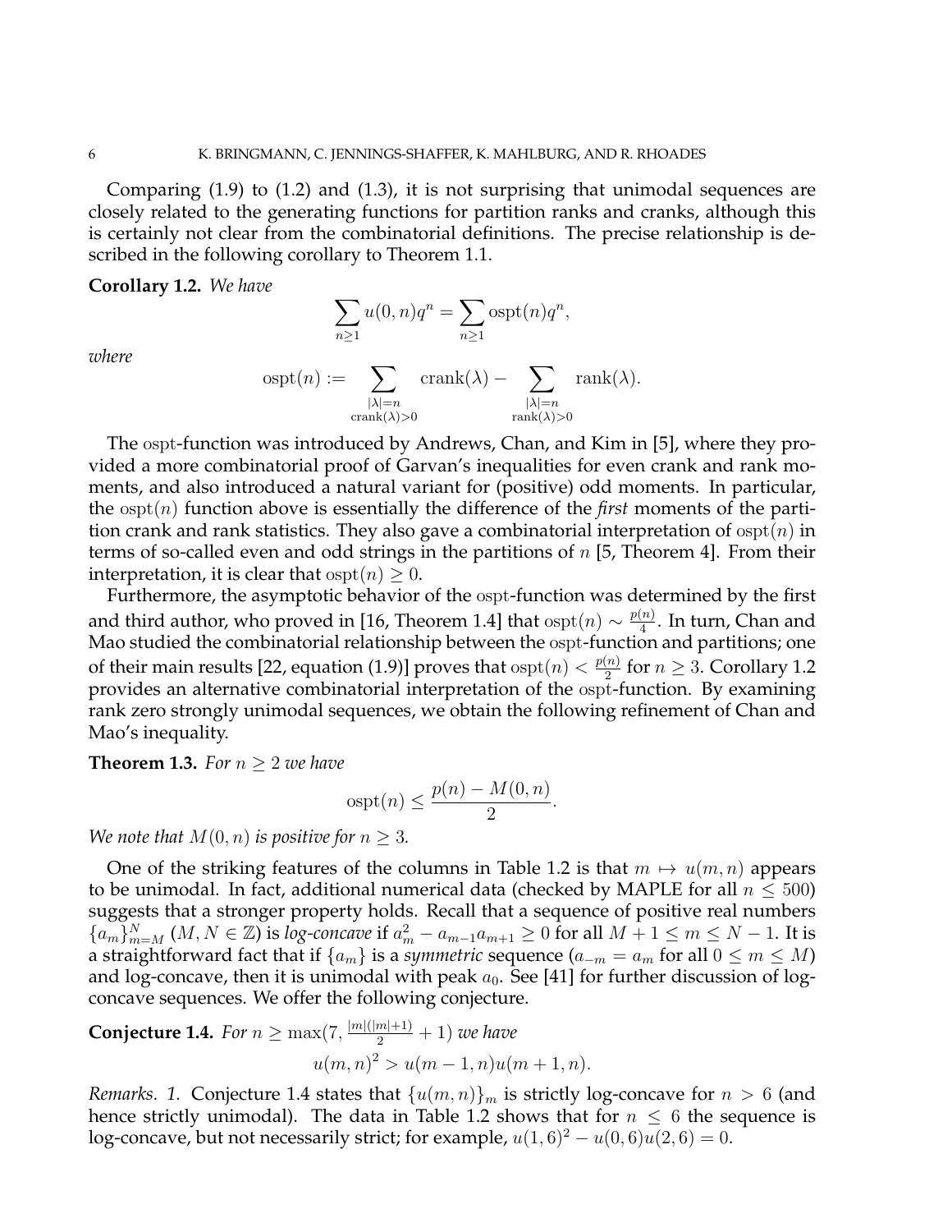Comparing (1.9) to (1.2) and (1.3), it is not surprising that unimodal sequences are closely related to the generating functions for partition ranks and cranks, although this is certainly not clear from the combinatorial definitions. The precise relationship is described in the following corollary to Theorem 1.1.

**Corollary 1.2.** *We have*

$$\sum_{n\geq 1} u(0,n)q^n = \sum_{n\geq 1} \mathrm{ospt}(n)q^n,$$

*where*

$$\mathrm{ospt}(n) := \sum_{\substack{|\lambda|=n \\ \mathrm{crank}(\lambda)>0}} \mathrm{crank}(\lambda) - \sum_{\substack{|\lambda|=n \\ \mathrm{rank}(\lambda)>0}} \mathrm{rank}(\lambda).$$

The ospt-function was introduced by Andrews, Chan, and Kim in [5], where they provided a more combinatorial proof of Garvan's inequalities for even crank and rank moments, and also introduced a natural variant for (positive) odd moments. In particular, the $\mathrm{ospt}(n)$ function above is essentially the difference of the *first* moments of the partition crank and rank statistics. They also gave a combinatorial interpretation of $\mathrm{ospt}(n)$ in terms of so-called even and odd strings in the partitions of $n$ [5, Theorem 4]. From their interpretation, it is clear that $\mathrm{ospt}(n) \geq 0$.

Furthermore, the asymptotic behavior of the ospt-function was determined by the first and third author, who proved in [16, Theorem 1.4] that $\mathrm{ospt}(n) \sim \frac{p(n)}{4}$. In turn, Chan and Mao studied the combinatorial relationship between the ospt-function and partitions; one of their main results [22, equation (1.9)] proves that $\mathrm{ospt}(n) < \frac{p(n)}{2}$ for $n \geq 3$. Corollary 1.2 provides an alternative combinatorial interpretation of the ospt-function. By examining rank zero strongly unimodal sequences, we obtain the following refinement of Chan and Mao's inequality.

**Theorem 1.3.** *For $n \geq 2$ we have*

$$\mathrm{ospt}(n) \leq \frac{p(n) - M(0,n)}{2}.$$

*We note that $M(0,n)$ is positive for $n \geq 3$.*

One of the striking features of the columns in Table 1.2 is that $m \mapsto u(m,n)$ appears to be unimodal. In fact, additional numerical data (checked by MAPLE for all $n \leq 500$) suggests that a stronger property holds. Recall that a sequence of positive real numbers $\{a_m\}_{m=M}^{N}$ ($M, N \in \mathbb{Z}$) is *log-concave* if $a_m^2 - a_{m-1}a_{m+1} \geq 0$ for all $M+1 \leq m \leq N-1$. It is a straightforward fact that if $\{a_m\}$ is a *symmetric* sequence ($a_{-m} = a_m$ for all $0 \leq m \leq M$) and log-concave, then it is unimodal with peak $a_0$. See [41] for further discussion of log-concave sequences. We offer the following conjecture.

**Conjecture 1.4.** *For $n \geq \max(7, \frac{|m|(|m|+1)}{2} + 1)$ we have*

$$u(m,n)^2 > u(m-1,n)u(m+1,n).$$

*Remarks. 1.* Conjecture 1.4 states that $\{u(m,n)\}_m$ is strictly log-concave for $n > 6$ (and hence strictly unimodal). The data in Table 1.2 shows that for $n \leq 6$ the sequence is log-concave, but not necessarily strict; for example, $u(1,6)^2 - u(0,6)u(2,6) = 0$.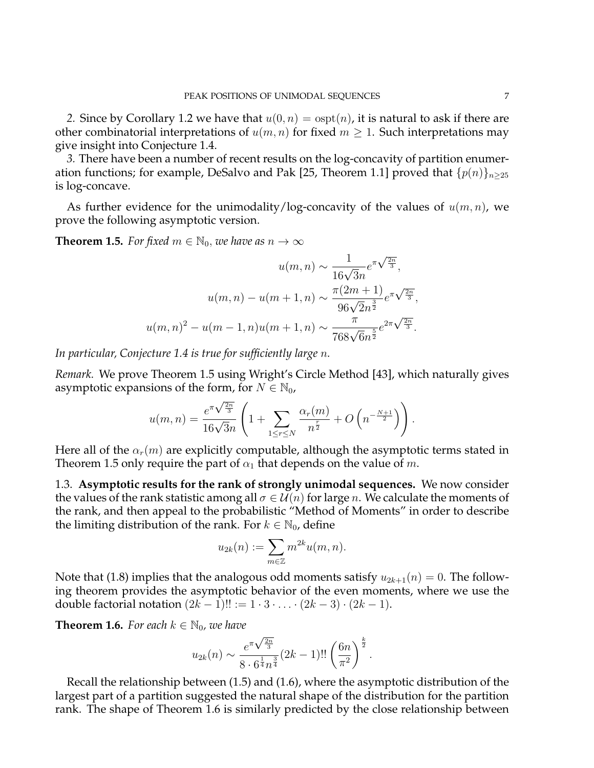*2.* Since by Corollary 1.2 we have that $u(0,n) = \mathrm{ospt}(n)$, it is natural to ask if there are other combinatorial interpretations of $u(m,n)$ for fixed $m \geq 1$. Such interpretations may give insight into Conjecture 1.4.

*3.* There have been a number of recent results on the log-concavity of partition enumeration functions; for example, DeSalvo and Pak [25, Theorem 1.1] proved that $\{p(n)\}_{n\geq 25}$ is log-concave.

As further evidence for the unimodality/log-concavity of the values of $u(m,n)$, we prove the following asymptotic version.

**Theorem 1.5.** *For fixed $m \in \mathbb{N}_0$, we have as $n \to \infty$*

$$u(m,n) \sim \frac{1}{16\sqrt{3}n} e^{\pi\sqrt{\frac{2n}{3}}},$$

$$u(m,n) - u(m+1,n) \sim \frac{\pi(2m+1)}{96\sqrt{2}n^{\frac{3}{2}}} e^{\pi\sqrt{\frac{2n}{3}}},$$

$$u(m,n)^2 - u(m-1,n)u(m+1,n) \sim \frac{\pi}{768\sqrt{6}n^{\frac{5}{2}}} e^{2\pi\sqrt{\frac{2n}{3}}}.$$

*In particular, Conjecture 1.4 is true for sufficiently large $n$.*

*Remark.* We prove Theorem 1.5 using Wright's Circle Method [43], which naturally gives asymptotic expansions of the form, for $N \in \mathbb{N}_0$,

$$u(m,n) = \frac{e^{\pi\sqrt{\frac{2n}{3}}}}{16\sqrt{3}n} \left(1 + \sum_{1\leq r\leq N} \frac{\alpha_r(m)}{n^{\frac{r}{2}}} + O\left(n^{-\frac{N+1}{2}}\right)\right).$$

Here all of the $\alpha_r(m)$ are explicitly computable, although the asymptotic terms stated in Theorem 1.5 only require the part of $\alpha_1$ that depends on the value of $m$.

1.3. **Asymptotic results for the rank of strongly unimodal sequences.** We now consider the values of the rank statistic among all $\sigma \in \mathcal{U}(n)$ for large $n$. We calculate the moments of the rank, and then appeal to the probabilistic "Method of Moments" in order to describe the limiting distribution of the rank. For $k \in \mathbb{N}_0$, define

$$u_{2k}(n) := \sum_{m\in\mathbb{Z}} m^{2k} u(m,n).$$

Note that (1.8) implies that the analogous odd moments satisfy $u_{2k+1}(n) = 0$. The following theorem provides the asymptotic behavior of the even moments, where we use the double factorial notation $(2k-1)!! := 1 \cdot 3 \cdot \ldots \cdot (2k-3) \cdot (2k-1)$.

**Theorem 1.6.** *For each $k \in \mathbb{N}_0$, we have*

$$u_{2k}(n) \sim \frac{e^{\pi\sqrt{\frac{2n}{3}}}}{8 \cdot 6^{\frac{1}{4}} n^{\frac{3}{4}}} (2k-1)!! \left(\frac{6n}{\pi^2}\right)^{\frac{k}{2}}.$$

Recall the relationship between (1.5) and (1.6), where the asymptotic distribution of the largest part of a partition suggested the natural shape of the distribution for the partition rank. The shape of Theorem 1.6 is similarly predicted by the close relationship between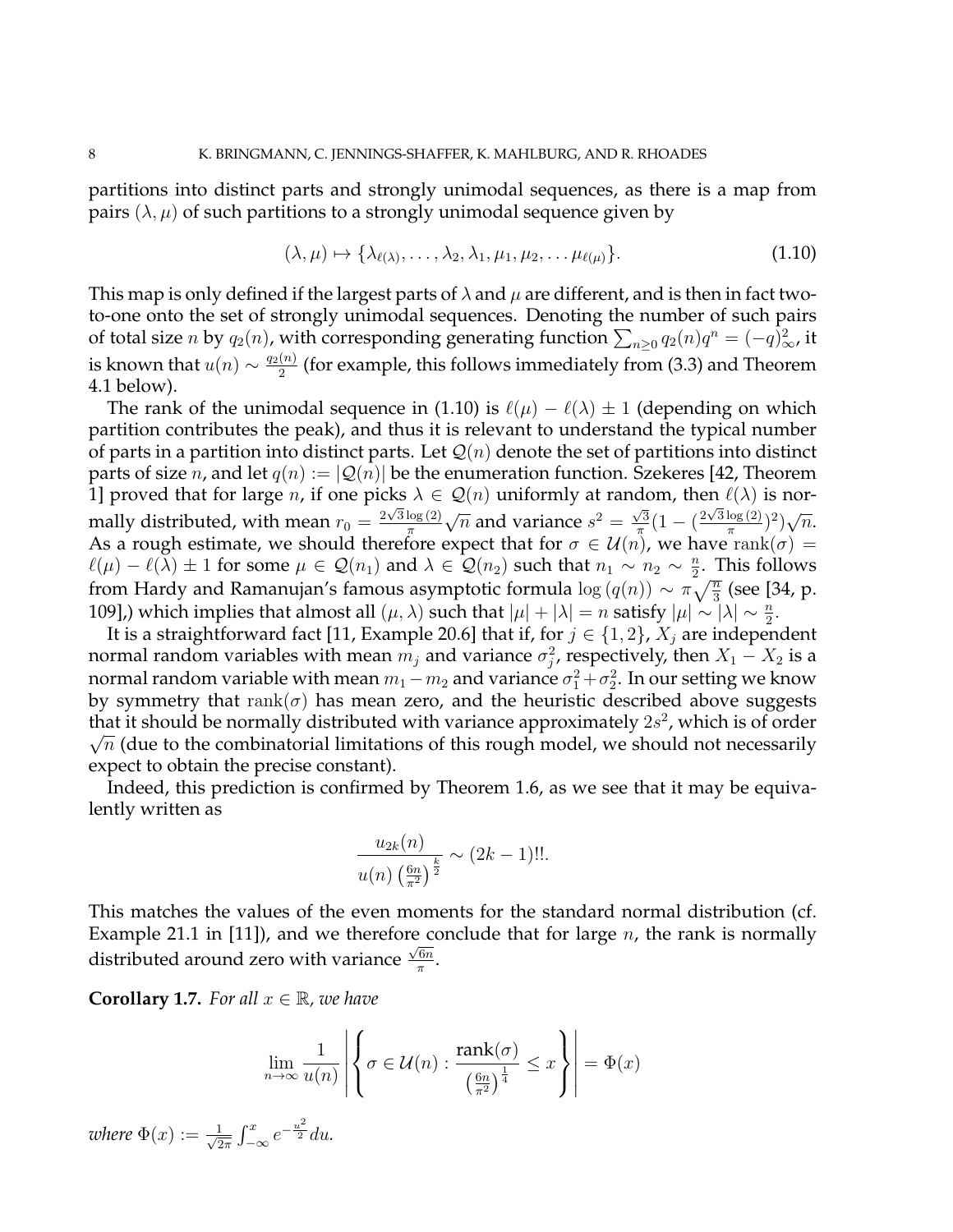partitions into distinct parts and strongly unimodal sequences, as there is a map from pairs $(\lambda, \mu)$ of such partitions to a strongly unimodal sequence given by

$$(\lambda, \mu) \mapsto \{\lambda_{\ell(\lambda)}, \dots, \lambda_2, \lambda_1, \mu_1, \mu_2, \dots \mu_{\ell(\mu)}\}. \tag{1.10}$$

This map is only defined if the largest parts of $\lambda$ and $\mu$ are different, and is then in fact two-to-one onto the set of strongly unimodal sequences. Denoting the number of such pairs of total size $n$ by $q_2(n)$, with corresponding generating function $\sum_{n\geq 0} q_2(n) q^n = (-q)_\infty^2$, it is known that $u(n) \sim \frac{q_2(n)}{2}$ (for example, this follows immediately from (3.3) and Theorem 4.1 below).

The rank of the unimodal sequence in (1.10) is $\ell(\mu) - \ell(\lambda) \pm 1$ (depending on which partition contributes the peak), and thus it is relevant to understand the typical number of parts in a partition into distinct parts. Let $\mathcal{Q}(n)$ denote the set of partitions into distinct parts of size $n$, and let $q(n) := |\mathcal{Q}(n)|$ be the enumeration function. Szekeres [42, Theorem 1] proved that for large $n$, if one picks $\lambda \in \mathcal{Q}(n)$ uniformly at random, then $\ell(\lambda)$ is normally distributed, with mean $r_0 = \frac{2\sqrt{3}\log(2)}{\pi}\sqrt{n}$ and variance $s^2 = \frac{\sqrt{3}}{\pi}(1 - (\frac{2\sqrt{3}\log(2)}{\pi})^2)\sqrt{n}$. As a rough estimate, we should therefore expect that for $\sigma \in \mathcal{U}(n)$, we have $\mathrm{rank}(\sigma) = \ell(\mu) - \ell(\lambda) \pm 1$ for some $\mu \in \mathcal{Q}(n_1)$ and $\lambda \in \mathcal{Q}(n_2)$ such that $n_1 \sim n_2 \sim \frac{n}{2}$. This follows from Hardy and Ramanujan's famous asymptotic formula $\log(q(n)) \sim \pi\sqrt{\frac{n}{3}}$ (see [34, p. 109],) which implies that almost all $(\mu, \lambda)$ such that $|\mu| + |\lambda| = n$ satisfy $|\mu| \sim |\lambda| \sim \frac{n}{2}$.

It is a straightforward fact [11, Example 20.6] that if, for $j \in \{1, 2\}$, $X_j$ are independent normal random variables with mean $m_j$ and variance $\sigma_j^2$, respectively, then $X_1 - X_2$ is a normal random variable with mean $m_1 - m_2$ and variance $\sigma_1^2 + \sigma_2^2$. In our setting we know by symmetry that $\mathrm{rank}(\sigma)$ has mean zero, and the heuristic described above suggests that it should be normally distributed with variance approximately $2s^2$, which is of order $\sqrt{n}$ (due to the combinatorial limitations of this rough model, we should not necessarily expect to obtain the precise constant).

Indeed, this prediction is confirmed by Theorem 1.6, as we see that it may be equivalently written as

$$\frac{u_{2k}(n)}{u(n)\left(\frac{6n}{\pi^2}\right)^{\frac{k}{2}}} \sim (2k-1)!!.$$

This matches the values of the even moments for the standard normal distribution (cf. Example 21.1 in [11]), and we therefore conclude that for large $n$, the rank is normally distributed around zero with variance $\frac{\sqrt{6n}}{\pi}$.

**Corollary 1.7.** *For all $x \in \mathbb{R}$, we have*

$$\lim_{n\to\infty} \frac{1}{u(n)} \left| \left\{ \sigma \in \mathcal{U}(n) : \frac{\mathrm{rank}(\sigma)}{\left(\frac{6n}{\pi^2}\right)^{\frac{1}{4}}} \leq x \right\} \right| = \Phi(x)$$

*where $\Phi(x) := \frac{1}{\sqrt{2\pi}} \int_{-\infty}^{x} e^{-\frac{u^2}{2}} du$.*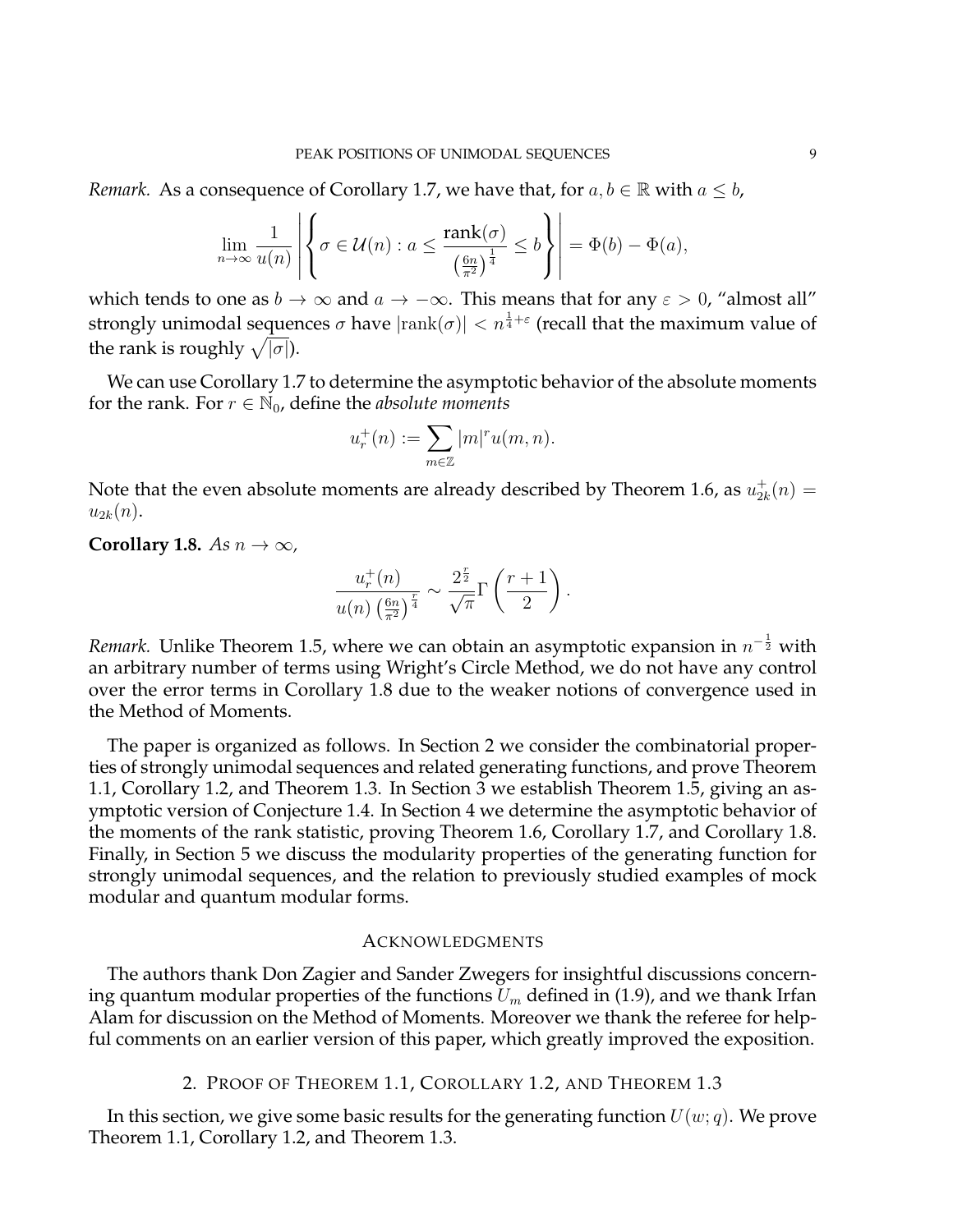*Remark.* As a consequence of Corollary 1.7, we have that, for $a, b \in \mathbb{R}$ with $a \leq b$,

$$\lim_{n\to\infty} \frac{1}{u(n)} \left| \left\{ \sigma \in \mathcal{U}(n) : a \leq \frac{\operatorname{rank}(\sigma)}{\left(\frac{6n}{\pi^2}\right)^{\frac{1}{4}}} \leq b \right\} \right| = \Phi(b) - \Phi(a),$$

which tends to one as $b \to \infty$ and $a \to -\infty$. This means that for any $\varepsilon > 0$, "almost all" strongly unimodal sequences $\sigma$ have $|\operatorname{rank}(\sigma)| < n^{\frac{1}{4}+\varepsilon}$ (recall that the maximum value of the rank is roughly $\sqrt{|\sigma|}$).

We can use Corollary 1.7 to determine the asymptotic behavior of the absolute moments for the rank. For $r \in \mathbb{N}_0$, define the *absolute moments*

$$u_r^+(n) := \sum_{m\in\mathbb{Z}} |m|^r u(m,n).$$

Note that the even absolute moments are already described by Theorem 1.6, as $u_{2k}^+(n) = u_{2k}(n)$.

**Corollary 1.8.** *As $n \to \infty$,*

$$\frac{u_r^+(n)}{u(n)\left(\frac{6n}{\pi^2}\right)^{\frac{r}{4}}} \sim \frac{2^{\frac{r}{2}}}{\sqrt{\pi}} \Gamma\left(\frac{r+1}{2}\right).$$

*Remark.* Unlike Theorem 1.5, where we can obtain an asymptotic expansion in $n^{-\frac{1}{2}}$ with an arbitrary number of terms using Wright's Circle Method, we do not have any control over the error terms in Corollary 1.8 due to the weaker notions of convergence used in the Method of Moments.

The paper is organized as follows. In Section 2 we consider the combinatorial properties of strongly unimodal sequences and related generating functions, and prove Theorem 1.1, Corollary 1.2, and Theorem 1.3. In Section 3 we establish Theorem 1.5, giving an asymptotic version of Conjecture 1.4. In Section 4 we determine the asymptotic behavior of the moments of the rank statistic, proving Theorem 1.6, Corollary 1.7, and Corollary 1.8. Finally, in Section 5 we discuss the modularity properties of the generating function for strongly unimodal sequences, and the relation to previously studied examples of mock modular and quantum modular forms.

## Acknowledgments

The authors thank Don Zagier and Sander Zwegers for insightful discussions concerning quantum modular properties of the functions $U_m$ defined in (1.9), and we thank Irfan Alam for discussion on the Method of Moments. Moreover we thank the referee for helpful comments on an earlier version of this paper, which greatly improved the exposition.

## 2. Proof of Theorem 1.1, Corollary 1.2, and Theorem 1.3

In this section, we give some basic results for the generating function $U(w;q)$. We prove Theorem 1.1, Corollary 1.2, and Theorem 1.3.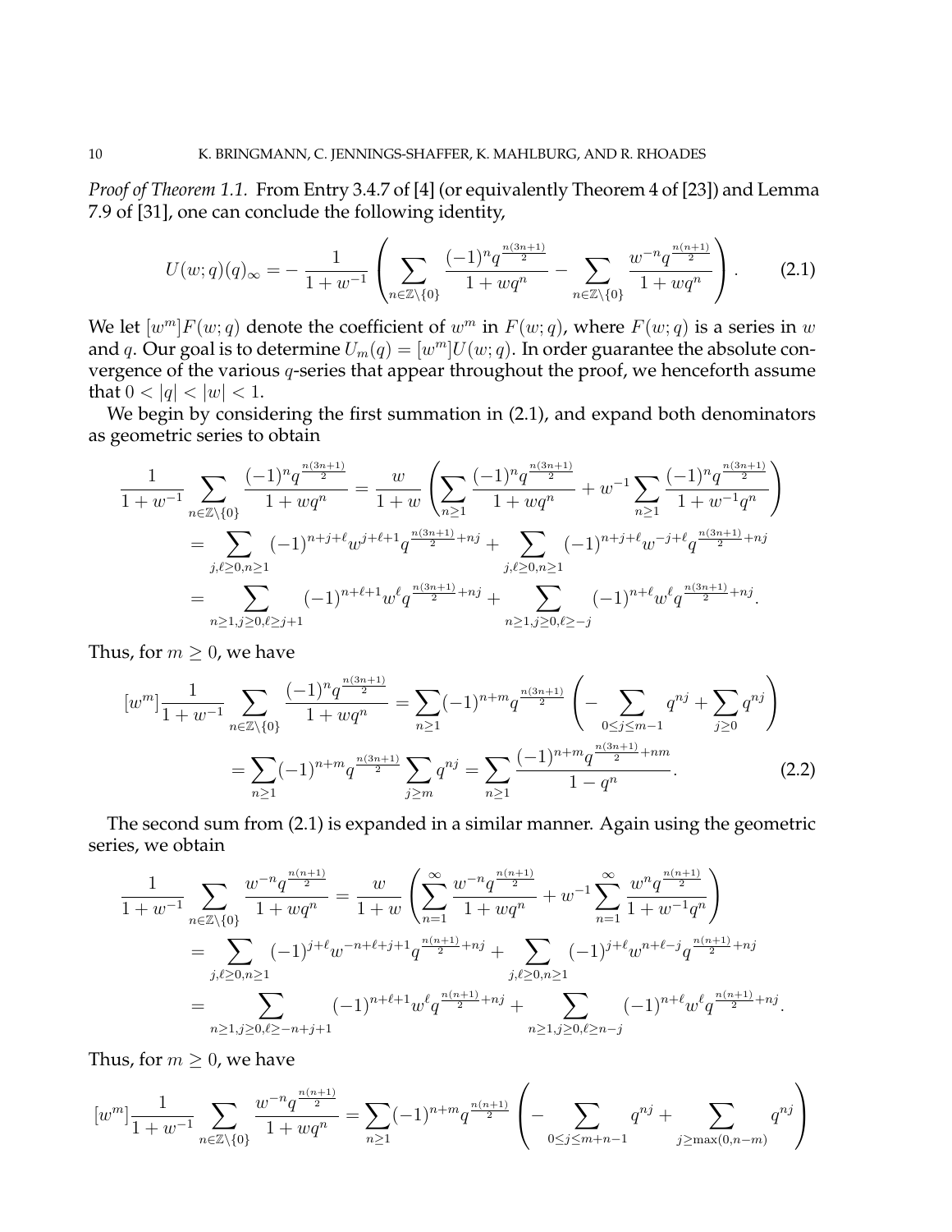*Proof of Theorem 1.1.* From Entry 3.4.7 of [4] (or equivalently Theorem 4 of [23]) and Lemma 7.9 of [31], one can conclude the following identity,

$$U(w;q)(q)_\infty = -\frac{1}{1+w^{-1}}\left(\sum_{n\in\mathbb{Z}\setminus\{0\}}\frac{(-1)^n q^{\frac{n(3n+1)}{2}}}{1+wq^n} - \sum_{n\in\mathbb{Z}\setminus\{0\}}\frac{w^{-n}q^{\frac{n(n+1)}{2}}}{1+wq^n}\right). \tag{2.1}$$

We let $[w^m]F(w;q)$ denote the coefficient of $w^m$ in $F(w;q)$, where $F(w;q)$ is a series in $w$ and $q$. Our goal is to determine $U_m(q) = [w^m]U(w;q)$. In order guarantee the absolute convergence of the various $q$-series that appear throughout the proof, we henceforth assume that $0 < |q| < |w| < 1$.

We begin by considering the first summation in (2.1), and expand both denominators as geometric series to obtain

$$\begin{aligned}
\frac{1}{1+w^{-1}}\sum_{n\in\mathbb{Z}\setminus\{0\}}\frac{(-1)^n q^{\frac{n(3n+1)}{2}}}{1+wq^n} &= \frac{w}{1+w}\left(\sum_{n\geq 1}\frac{(-1)^n q^{\frac{n(3n+1)}{2}}}{1+wq^n} + w^{-1}\sum_{n\geq 1}\frac{(-1)^n q^{\frac{n(3n+1)}{2}}}{1+w^{-1}q^n}\right)\\
&= \sum_{j,\ell\geq 0, n\geq 1}(-1)^{n+j+\ell}w^{j+\ell+1}q^{\frac{n(3n+1)}{2}+nj} + \sum_{j,\ell\geq 0,n\geq 1}(-1)^{n+j+\ell}w^{-j+\ell}q^{\frac{n(3n+1)}{2}+nj}\\
&= \sum_{n\geq 1, j\geq 0,\ell\geq j+1}(-1)^{n+\ell+1}w^\ell q^{\frac{n(3n+1)}{2}+nj} + \sum_{n\geq 1,j\geq 0,\ell\geq -j}(-1)^{n+\ell}w^\ell q^{\frac{n(3n+1)}{2}+nj}.
\end{aligned}$$

Thus, for $m \geq 0$, we have

$$\begin{aligned}
[w^m]\frac{1}{1+w^{-1}}\sum_{n\in\mathbb{Z}\setminus\{0\}}\frac{(-1)^n q^{\frac{n(3n+1)}{2}}}{1+wq^n} &= \sum_{n\geq 1}(-1)^{n+m}q^{\frac{n(3n+1)}{2}}\left(-\sum_{0\leq j\leq m-1}q^{nj} + \sum_{j\geq 0}q^{nj}\right)\\
&= \sum_{n\geq 1}(-1)^{n+m}q^{\frac{n(3n+1)}{2}}\sum_{j\geq m}q^{nj} = \sum_{n\geq 1}\frac{(-1)^{n+m}q^{\frac{n(3n+1)}{2}+nm}}{1-q^n}.
\end{aligned} \tag{2.2}$$

The second sum from (2.1) is expanded in a similar manner. Again using the geometric series, we obtain

$$\begin{aligned}
\frac{1}{1+w^{-1}}\sum_{n\in\mathbb{Z}\setminus\{0\}}\frac{w^{-n}q^{\frac{n(n+1)}{2}}}{1+wq^n} &= \frac{w}{1+w}\left(\sum_{n=1}^\infty\frac{w^{-n}q^{\frac{n(n+1)}{2}}}{1+wq^n} + w^{-1}\sum_{n=1}^\infty\frac{w^n q^{\frac{n(n+1)}{2}}}{1+w^{-1}q^n}\right)\\
&= \sum_{j,\ell\geq 0,n\geq 1}(-1)^{j+\ell}w^{-n+\ell+j+1}q^{\frac{n(n+1)}{2}+nj} + \sum_{j,\ell\geq 0,n\geq 1}(-1)^{j+\ell}w^{n+\ell-j}q^{\frac{n(n+1)}{2}+nj}\\
&= \sum_{n\geq 1,j\geq 0,\ell\geq -n+j+1}(-1)^{n+\ell+1}w^\ell q^{\frac{n(n+1)}{2}+nj} + \sum_{n\geq 1,j\geq 0,\ell\geq n-j}(-1)^{n+\ell}w^\ell q^{\frac{n(n+1)}{2}+nj}.
\end{aligned}$$

Thus, for $m \geq 0$, we have

$$[w^m]\frac{1}{1+w^{-1}}\sum_{n\in\mathbb{Z}\setminus\{0\}}\frac{w^{-n}q^{\frac{n(n+1)}{2}}}{1+wq^n} = \sum_{n\geq 1}(-1)^{n+m}q^{\frac{n(n+1)}{2}}\left(-\sum_{0\leq j\leq m+n-1}q^{nj} + \sum_{j\geq\max(0,n-m)}q^{nj}\right)$$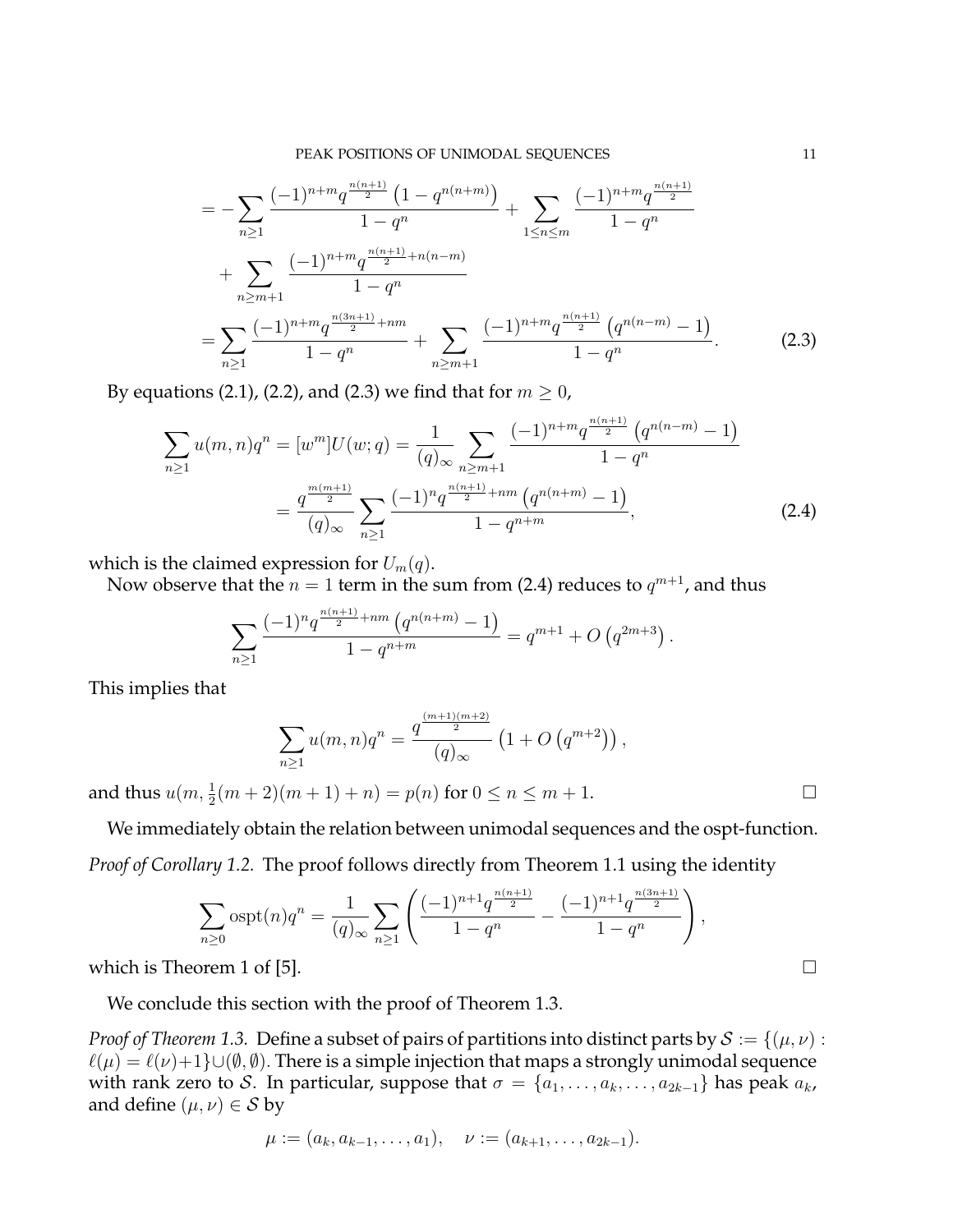$$
\begin{aligned}
&= -\sum_{n\geq 1} \frac{(-1)^{n+m} q^{\frac{n(n+1)}{2}} \left(1 - q^{n(n+m)}\right)}{1-q^n} + \sum_{1\leq n\leq m} \frac{(-1)^{n+m} q^{\frac{n(n+1)}{2}}}{1-q^n} \\
&\quad + \sum_{n\geq m+1} \frac{(-1)^{n+m} q^{\frac{n(n+1)}{2}+n(n-m)}}{1-q^n} \\
&= \sum_{n\geq 1} \frac{(-1)^{n+m} q^{\frac{n(3n+1)}{2}+nm}}{1-q^n} + \sum_{n\geq m+1} \frac{(-1)^{n+m} q^{\frac{n(n+1)}{2}} \left(q^{n(n-m)} - 1\right)}{1-q^n}. \qquad (2.3)
\end{aligned}
$$

By equations (2.1), (2.2), and (2.3) we find that for $m \geq 0$,

$$
\begin{aligned}
\sum_{n\geq 1} u(m,n) q^n = [w^m] U(w;q) &= \frac{1}{(q)_\infty} \sum_{n\geq m+1} \frac{(-1)^{n+m} q^{\frac{n(n+1)}{2}} \left(q^{n(n-m)} - 1\right)}{1-q^n} \\
&= \frac{q^{\frac{m(m+1)}{2}}}{(q)_\infty} \sum_{n\geq 1} \frac{(-1)^n q^{\frac{n(n+1)}{2}+nm} \left(q^{n(n+m)} - 1\right)}{1-q^{n+m}}, \qquad (2.4)
\end{aligned}
$$

which is the claimed expression for $U_m(q)$.

Now observe that the $n = 1$ term in the sum from (2.4) reduces to $q^{m+1}$, and thus

$$
\sum_{n\geq 1} \frac{(-1)^n q^{\frac{n(n+1)}{2}+nm} \left(q^{n(n+m)} - 1\right)}{1-q^{n+m}} = q^{m+1} + O\left(q^{2m+3}\right).
$$

This implies that

$$
\sum_{n\geq 1} u(m,n) q^n = \frac{q^{\frac{(m+1)(m+2)}{2}}}{(q)_\infty} \left(1 + O\left(q^{m+2}\right)\right),
$$

and thus $u(m, \frac{1}{2}(m+2)(m+1) + n) = p(n)$ for $0 \leq n \leq m+1$. $\square$

We immediately obtain the relation between unimodal sequences and the ospt-function.

*Proof of Corollary 1.2.* The proof follows directly from Theorem 1.1 using the identity

$$
\sum_{n\geq 0} \mathrm{ospt}(n) q^n = \frac{1}{(q)_\infty} \sum_{n\geq 1} \left( \frac{(-1)^{n+1} q^{\frac{n(n+1)}{2}}}{1-q^n} - \frac{(-1)^{n+1} q^{\frac{n(3n+1)}{2}}}{1-q^n} \right),
$$

which is Theorem 1 of [5]. $\square$

We conclude this section with the proof of Theorem 1.3.

*Proof of Theorem 1.3.* Define a subset of pairs of partitions into distinct parts by $\mathcal{S} := \{(\mu,\nu) : \ell(\mu) = \ell(\nu)+1\} \cup (\emptyset, \emptyset)$. There is a simple injection that maps a strongly unimodal sequence with rank zero to $\mathcal{S}$. In particular, suppose that $\sigma = \{a_1, \ldots, a_k, \ldots, a_{2k-1}\}$ has peak $a_k$, and define $(\mu,\nu) \in \mathcal{S}$ by

$$
\mu := (a_k, a_{k-1}, \ldots, a_1), \quad \nu := (a_{k+1}, \ldots, a_{2k-1}).
$$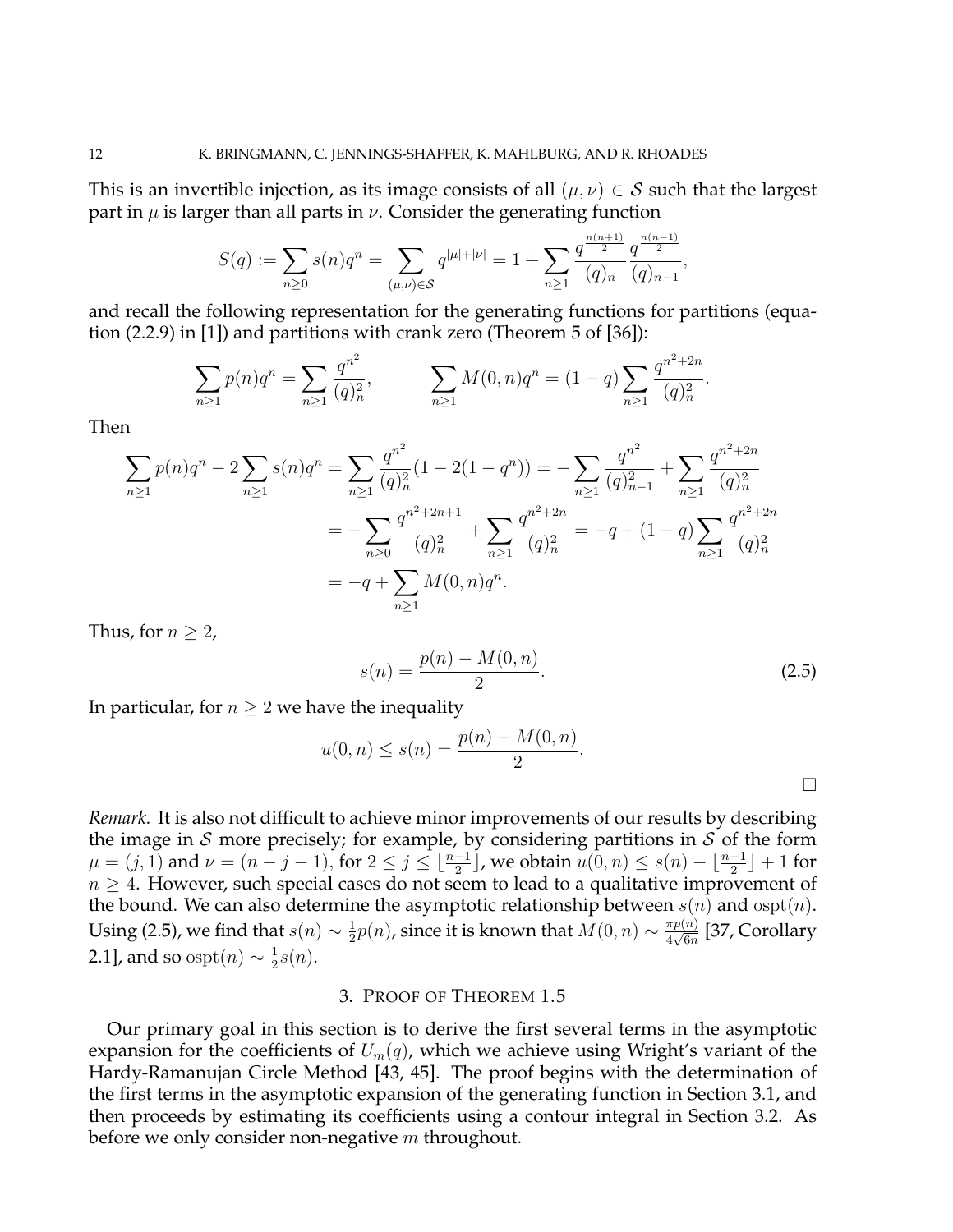This is an invertible injection, as its image consists of all $(\mu, \nu) \in \mathcal{S}$ such that the largest part in $\mu$ is larger than all parts in $\nu$. Consider the generating function

$$S(q) := \sum_{n\geq 0} s(n)q^n = \sum_{(\mu,\nu)\in\mathcal{S}} q^{|\mu|+|\nu|} = 1 + \sum_{n\geq 1} \frac{q^{\frac{n(n+1)}{2}}}{(q)_n} \frac{q^{\frac{n(n-1)}{2}}}{(q)_{n-1}},$$

and recall the following representation for the generating functions for partitions (equation (2.2.9) in [1]) and partitions with crank zero (Theorem 5 of [36]):

$$\sum_{n\geq 1} p(n)q^n = \sum_{n\geq 1} \frac{q^{n^2}}{(q)_n^2}, \qquad \sum_{n\geq 1} M(0,n)q^n = (1-q)\sum_{n\geq 1} \frac{q^{n^2+2n}}{(q)_n^2}.$$

Then

$$\begin{aligned}
\sum_{n\geq 1} p(n)q^n - 2\sum_{n\geq 1} s(n)q^n &= \sum_{n\geq 1} \frac{q^{n^2}}{(q)_n^2}(1-2(1-q^n)) = -\sum_{n\geq 1} \frac{q^{n^2}}{(q)_{n-1}^2} + \sum_{n\geq 1} \frac{q^{n^2+2n}}{(q)_n^2} \\
&= -\sum_{n\geq 0} \frac{q^{n^2+2n+1}}{(q)_n^2} + \sum_{n\geq 1} \frac{q^{n^2+2n}}{(q)_n^2} = -q + (1-q)\sum_{n\geq 1} \frac{q^{n^2+2n}}{(q)_n^2} \\
&= -q + \sum_{n\geq 1} M(0,n)q^n.
\end{aligned}$$

Thus, for $n \geq 2$,

$$s(n) = \frac{p(n) - M(0,n)}{2}. \tag{2.5}$$

In particular, for $n \geq 2$ we have the inequality

$$u(0,n) \leq s(n) = \frac{p(n) - M(0,n)}{2}.$$

□

*Remark.* It is also not difficult to achieve minor improvements of our results by describing the image in $\mathcal{S}$ more precisely; for example, by considering partitions in $\mathcal{S}$ of the form $\mu = (j, 1)$ and $\nu = (n-j-1)$, for $2 \leq j \leq \lfloor \frac{n-1}{2} \rfloor$, we obtain $u(0,n) \leq s(n) - \lfloor \frac{n-1}{2} \rfloor + 1$ for $n \geq 4$. However, such special cases do not seem to lead to a qualitative improvement of the bound. We can also determine the asymptotic relationship between $s(n)$ and $\mathrm{ospt}(n)$. Using (2.5), we find that $s(n) \sim \frac{1}{2}p(n)$, since it is known that $M(0,n) \sim \frac{\pi p(n)}{4\sqrt{6n}}$ [37, Corollary 2.1], and so $\mathrm{ospt}(n) \sim \frac{1}{2}s(n)$.

## 3. Proof of Theorem 1.5

Our primary goal in this section is to derive the first several terms in the asymptotic expansion for the coefficients of $U_m(q)$, which we achieve using Wright's variant of the Hardy-Ramanujan Circle Method [43, 45]. The proof begins with the determination of the first terms in the asymptotic expansion of the generating function in Section 3.1, and then proceeds by estimating its coefficients using a contour integral in Section 3.2. As before we only consider non-negative $m$ throughout.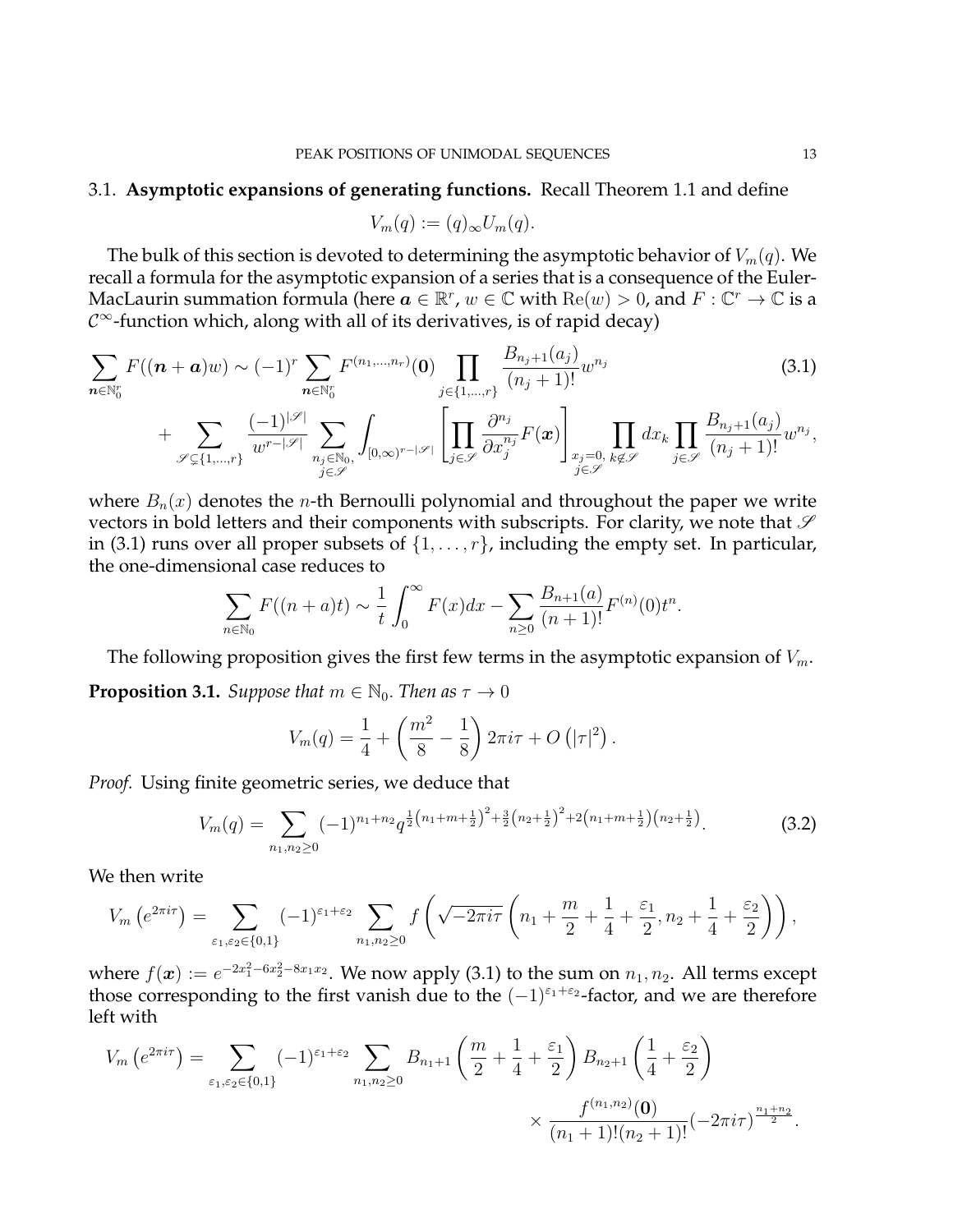### 3.1. Asymptotic expansions of generating functions.

Recall Theorem 1.1 and define

$$V_m(q) := (q)_\infty U_m(q).$$

The bulk of this section is devoted to determining the asymptotic behavior of $V_m(q)$. We recall a formula for the asymptotic expansion of a series that is a consequence of the Euler-MacLaurin summation formula (here $\boldsymbol{a} \in \mathbb{R}^r$, $w \in \mathbb{C}$ with $\mathrm{Re}(w) > 0$, and $F : \mathbb{C}^r \to \mathbb{C}$ is a $\mathcal{C}^\infty$-function which, along with all of its derivatives, is of rapid decay)

$$\sum_{\boldsymbol{n} \in \mathbb{N}_0^r} F((\boldsymbol{n}+\boldsymbol{a})w) \sim (-1)^r \sum_{\boldsymbol{n} \in \mathbb{N}_0^r} F^{(n_1,\ldots,n_r)}(\boldsymbol{0}) \prod_{j \in \{1,\ldots,r\}} \frac{B_{n_j+1}(a_j)}{(n_j+1)!} w^{n_j} \tag{3.1}$$
$$+ \sum_{\mathscr{S} \subsetneq \{1,\ldots,r\}} \frac{(-1)^{|\mathscr{S}|}}{w^{r-|\mathscr{S}|}} \sum_{\substack{n_j \in \mathbb{N}_0, \\ j \in \mathscr{S}}} \int_{[0,\infty)^{r-|\mathscr{S}|}} \left[ \prod_{j \in \mathscr{S}} \frac{\partial^{n_j}}{\partial x_j^{n_j}} F(\boldsymbol{x}) \right]_{\substack{x_j = 0, \\ j \in \mathscr{S}}} \prod_{k \notin \mathscr{S}} dx_k \prod_{j \in \mathscr{S}} \frac{B_{n_j+1}(a_j)}{(n_j+1)!} w^{n_j},$$

where $B_n(x)$ denotes the $n$-th Bernoulli polynomial and throughout the paper we write vectors in bold letters and their components with subscripts. For clarity, we note that $\mathscr{S}$ in (3.1) runs over all proper subsets of $\{1,\ldots,r\}$, including the empty set. In particular, the one-dimensional case reduces to

$$\sum_{n \in \mathbb{N}_0} F((n+a)t) \sim \frac{1}{t} \int_0^\infty F(x) dx - \sum_{n \geq 0} \frac{B_{n+1}(a)}{(n+1)!} F^{(n)}(0) t^n.$$

The following proposition gives the first few terms in the asymptotic expansion of $V_m$.

**Proposition 3.1.** *Suppose that $m \in \mathbb{N}_0$. Then as $\tau \to 0$*

$$V_m(q) = \frac{1}{4} + \left( \frac{m^2}{8} - \frac{1}{8} \right) 2\pi i \tau + O\left( |\tau|^2 \right).$$

*Proof.* Using finite geometric series, we deduce that

$$V_m(q) = \sum_{n_1,n_2 \geq 0} (-1)^{n_1+n_2} q^{\frac{1}{2}\left(n_1+m+\frac{1}{2}\right)^2 + \frac{3}{2}\left(n_2+\frac{1}{2}\right)^2 + 2\left(n_1+m+\frac{1}{2}\right)\left(n_2+\frac{1}{2}\right)}. \tag{3.2}$$

We then write

$$V_m\left(e^{2\pi i \tau}\right) = \sum_{\varepsilon_1,\varepsilon_2 \in \{0,1\}} (-1)^{\varepsilon_1+\varepsilon_2} \sum_{n_1,n_2 \geq 0} f\left( \sqrt{-2\pi i \tau} \left( n_1 + \frac{m}{2} + \frac{1}{4} + \frac{\varepsilon_1}{2}, n_2 + \frac{1}{4} + \frac{\varepsilon_2}{2} \right) \right),$$

where $f(\boldsymbol{x}) := e^{-2x_1^2 - 6x_2^2 - 8x_1x_2}$. We now apply (3.1) to the sum on $n_1, n_2$. All terms except those corresponding to the first vanish due to the $(-1)^{\varepsilon_1+\varepsilon_2}$-factor, and we are therefore left with

$$V_m\left(e^{2\pi i \tau}\right) = \sum_{\varepsilon_1,\varepsilon_2 \in \{0,1\}} (-1)^{\varepsilon_1+\varepsilon_2} \sum_{n_1,n_2 \geq 0} B_{n_1+1}\left( \frac{m}{2} + \frac{1}{4} + \frac{\varepsilon_1}{2} \right) B_{n_2+1}\left( \frac{1}{4} + \frac{\varepsilon_2}{2} \right)$$
$$\times \frac{f^{(n_1,n_2)}(\boldsymbol{0})}{(n_1+1)!(n_2+1)!} (-2\pi i \tau)^{\frac{n_1+n_2}{2}}.$$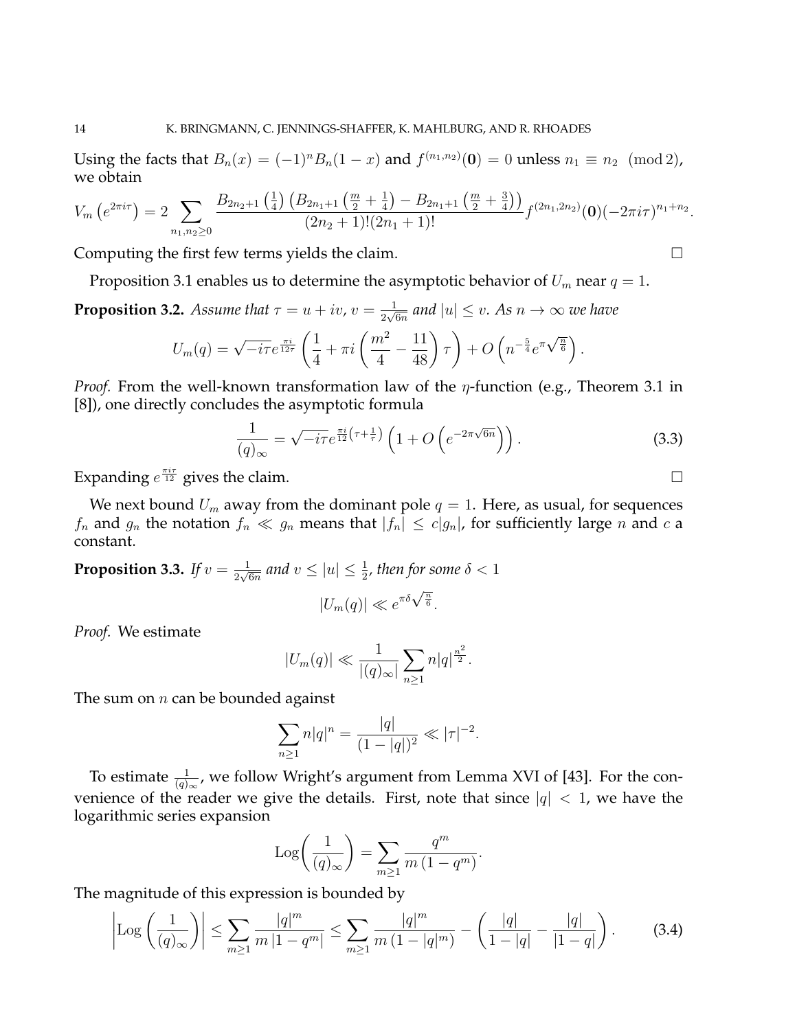Using the facts that $B_n(x) = (-1)^n B_n(1-x)$ and $f^{(n_1,n_2)}(\mathbf{0}) = 0$ unless $n_1 \equiv n_2 \pmod{2}$, we obtain

$$V_m\left(e^{2\pi i\tau}\right) = 2\sum_{n_1,n_2\geq 0} \frac{B_{2n_2+1}\left(\frac{1}{4}\right)\left(B_{2n_1+1}\left(\frac{m}{2}+\frac{1}{4}\right) - B_{2n_1+1}\left(\frac{m}{2}+\frac{3}{4}\right)\right)}{(2n_2+1)!(2n_1+1)!} f^{(2n_1,2n_2)}(\mathbf{0})(-2\pi i\tau)^{n_1+n_2}.$$

Computing the first few terms yields the claim. $\square$

Proposition 3.1 enables us to determine the asymptotic behavior of $U_m$ near $q=1$.

**Proposition 3.2.** *Assume that $\tau = u+iv$, $v = \frac{1}{2\sqrt{6n}}$ and $|u| \leq v$. As $n \to \infty$ we have*

$$U_m(q) = \sqrt{-i\tau}e^{\frac{\pi i}{12\tau}}\left(\frac{1}{4} + \pi i\left(\frac{m^2}{4} - \frac{11}{48}\right)\tau\right) + O\left(n^{-\frac{5}{4}}e^{\pi\sqrt{\frac{n}{6}}}\right).$$

*Proof.* From the well-known transformation law of the $\eta$-function (e.g., Theorem 3.1 in [8]), one directly concludes the asymptotic formula

$$\frac{1}{(q)_\infty} = \sqrt{-i\tau}e^{\frac{\pi i}{12}\left(\tau+\frac{1}{\tau}\right)}\left(1 + O\left(e^{-2\pi\sqrt{6n}}\right)\right). \tag{3.3}$$

Expanding $e^{\frac{\pi i\tau}{12}}$ gives the claim. $\square$

We next bound $U_m$ away from the dominant pole $q=1$. Here, as usual, for sequences $f_n$ and $g_n$ the notation $f_n \ll g_n$ means that $|f_n| \leq c|g_n|$, for sufficiently large $n$ and $c$ a constant.

**Proposition 3.3.** *If $v = \frac{1}{2\sqrt{6n}}$ and $v \leq |u| \leq \frac{1}{2}$, then for some $\delta < 1$*

$$|U_m(q)| \ll e^{\pi\delta\sqrt{\frac{n}{6}}}.$$

*Proof.* We estimate

$$|U_m(q)| \ll \frac{1}{|(q)_\infty|}\sum_{n\geq 1} n|q|^{\frac{n^2}{2}}.$$

The sum on $n$ can be bounded against

$$\sum_{n\geq 1} n|q|^n = \frac{|q|}{(1-|q|)^2} \ll |\tau|^{-2}.$$

To estimate $\frac{1}{(q)_\infty}$, we follow Wright's argument from Lemma XVI of [43]. For the convenience of the reader we give the details. First, note that since $|q| < 1$, we have the logarithmic series expansion

$$\operatorname{Log}\left(\frac{1}{(q)_\infty}\right) = \sum_{m\geq 1}\frac{q^m}{m\left(1-q^m\right)}.$$

The magnitude of this expression is bounded by

$$\left|\operatorname{Log}\left(\frac{1}{(q)_\infty}\right)\right| \leq \sum_{m\geq 1}\frac{|q|^m}{m\left|1-q^m\right|} \leq \sum_{m\geq 1}\frac{|q|^m}{m\left(1-|q|^m\right)} - \left(\frac{|q|}{1-|q|} - \frac{|q|}{|1-q|}\right). \tag{3.4}$$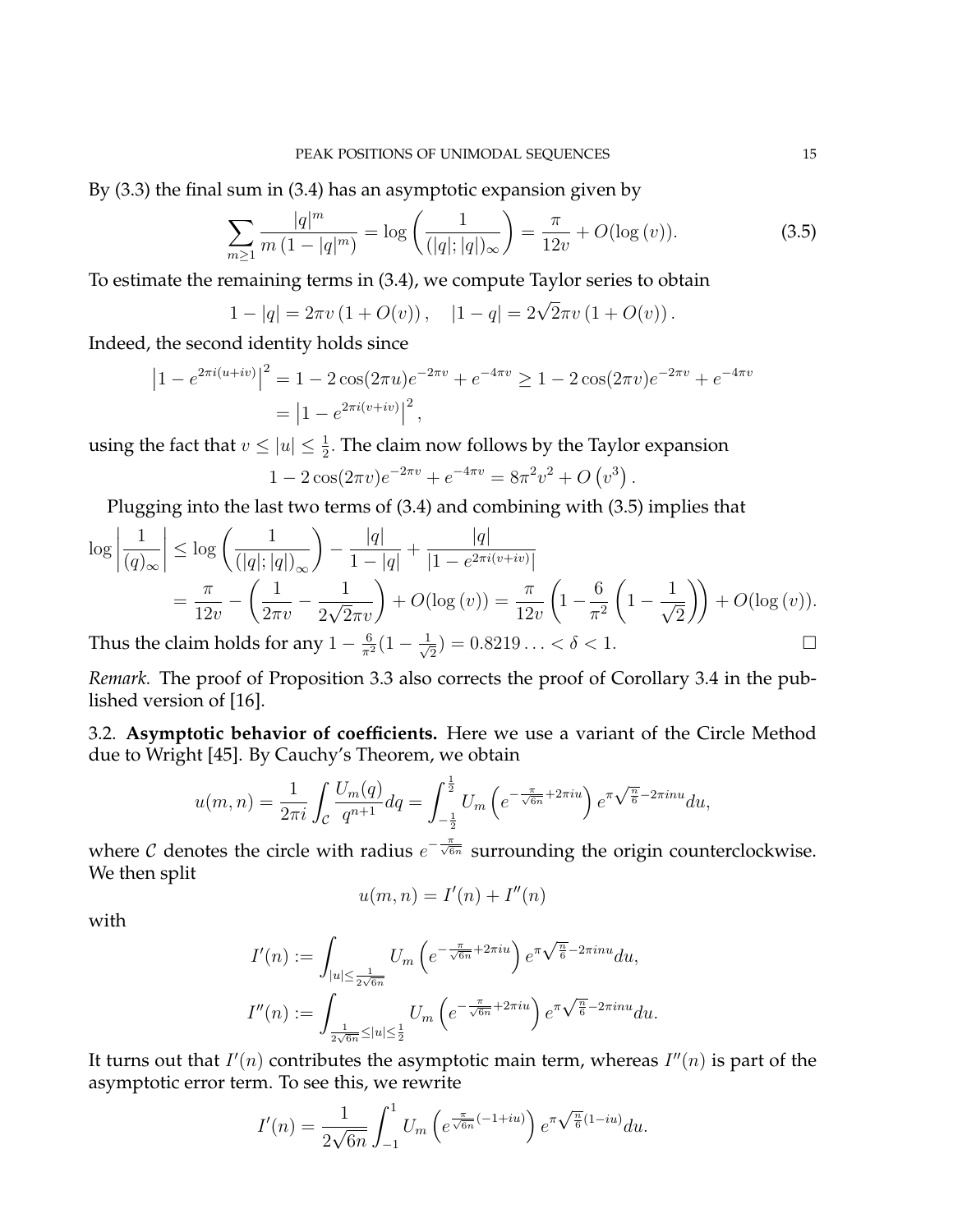By (3.3) the final sum in (3.4) has an asymptotic expansion given by

$$\sum_{m\geq 1} \frac{|q|^m}{m\left(1-|q|^m\right)} = \log\left(\frac{1}{(|q|;|q|)_\infty}\right) = \frac{\pi}{12v} + O(\log(v)). \tag{3.5}$$

To estimate the remaining terms in (3.4), we compute Taylor series to obtain

$$1-|q| = 2\pi v\left(1+O(v)\right), \quad |1-q| = 2\sqrt{2}\pi v\left(1+O(v)\right).$$

Indeed, the second identity holds since

$$\begin{aligned}\left|1-e^{2\pi i(u+iv)}\right|^2 &= 1-2\cos(2\pi u)e^{-2\pi v}+e^{-4\pi v} \geq 1-2\cos(2\pi v)e^{-2\pi v}+e^{-4\pi v}\\ &= \left|1-e^{2\pi i(v+iv)}\right|^2,\end{aligned}$$

using the fact that $v \leq |u| \leq \frac{1}{2}$. The claim now follows by the Taylor expansion

$$1-2\cos(2\pi v)e^{-2\pi v}+e^{-4\pi v} = 8\pi^2 v^2 + O\left(v^3\right).$$

Plugging into the last two terms of (3.4) and combining with (3.5) implies that

$$\begin{aligned}\log\left|\frac{1}{(q)_\infty}\right| &\leq \log\left(\frac{1}{(|q|;|q|)_\infty}\right) - \frac{|q|}{1-|q|} + \frac{|q|}{\left|1-e^{2\pi i(v+iv)}\right|}\\ &= \frac{\pi}{12v} - \left(\frac{1}{2\pi v} - \frac{1}{2\sqrt{2}\pi v}\right) + O(\log(v)) = \frac{\pi}{12v}\left(1-\frac{6}{\pi^2}\left(1-\frac{1}{\sqrt{2}}\right)\right) + O(\log(v)).\end{aligned}$$

Thus the claim holds for any $1-\frac{6}{\pi^2}(1-\frac{1}{\sqrt{2}}) = 0.8219\ldots < \delta < 1$. $\square$

*Remark.* The proof of Proposition 3.3 also corrects the proof of Corollary 3.4 in the published version of [16].

## 3.2. Asymptotic behavior of coefficients.

Here we use a variant of the Circle Method due to Wright [45]. By Cauchy's Theorem, we obtain

$$u(m,n) = \frac{1}{2\pi i}\int_{\mathcal{C}} \frac{U_m(q)}{q^{n+1}}dq = \int_{-\frac{1}{2}}^{\frac{1}{2}} U_m\left(e^{-\frac{\pi}{\sqrt{6n}}+2\pi i u}\right)e^{\pi\sqrt{\frac{n}{6}}-2\pi i n u}du,$$

where $\mathcal{C}$ denotes the circle with radius $e^{-\frac{\pi}{\sqrt{6n}}}$ surrounding the origin counterclockwise. We then split

$$u(m,n) = I'(n) + I''(n)$$

with

$$\begin{aligned}I'(n) &:= \int_{|u|\leq\frac{1}{2\sqrt{6n}}} U_m\left(e^{-\frac{\pi}{\sqrt{6n}}+2\pi i u}\right)e^{\pi\sqrt{\frac{n}{6}}-2\pi i n u}du,\\ I''(n) &:= \int_{\frac{1}{2\sqrt{6n}}\leq|u|\leq\frac{1}{2}} U_m\left(e^{-\frac{\pi}{\sqrt{6n}}+2\pi i u}\right)e^{\pi\sqrt{\frac{n}{6}}-2\pi i n u}du.\end{aligned}$$

It turns out that $I'(n)$ contributes the asymptotic main term, whereas $I''(n)$ is part of the asymptotic error term. To see this, we rewrite

$$I'(n) = \frac{1}{2\sqrt{6n}}\int_{-1}^{1} U_m\left(e^{\frac{\pi}{\sqrt{6n}}(-1+iu)}\right)e^{\pi\sqrt{\frac{n}{6}}(1-iu)}du.$$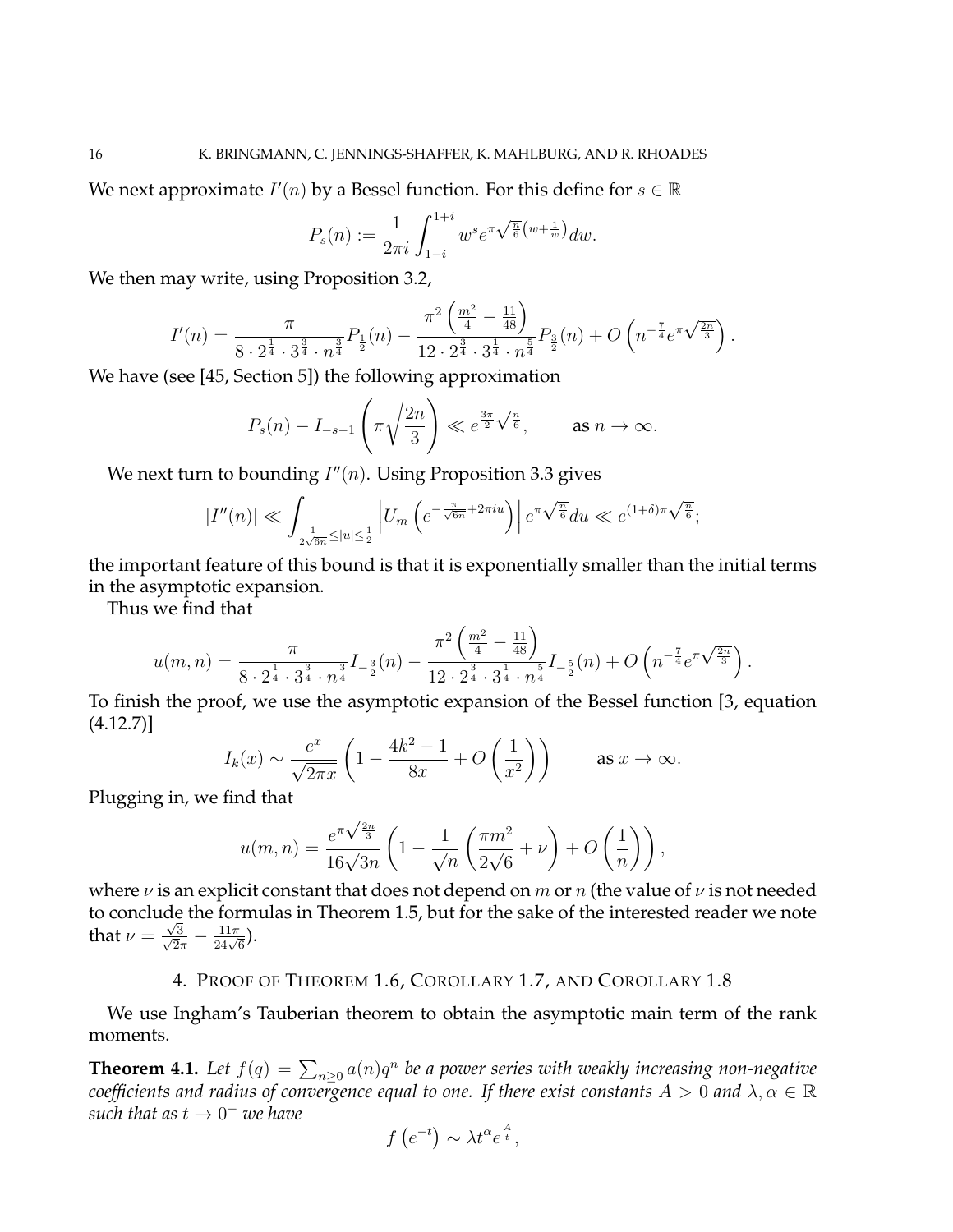We next approximate $I'(n)$ by a Bessel function. For this define for $s \in \mathbb{R}$

$$P_s(n) := \frac{1}{2\pi i} \int_{1-i}^{1+i} w^s e^{\pi \sqrt{\frac{n}{6}}\left(w + \frac{1}{w}\right)} dw.$$

We then may write, using Proposition 3.2,

$$I'(n) = \frac{\pi}{8 \cdot 2^{\frac{1}{4}} \cdot 3^{\frac{3}{4}} \cdot n^{\frac{3}{4}}} P_{\frac{1}{2}}(n) - \frac{\pi^2 \left(\frac{m^2}{4} - \frac{11}{48}\right)}{12 \cdot 2^{\frac{3}{4}} \cdot 3^{\frac{1}{4}} \cdot n^{\frac{5}{4}}} P_{\frac{3}{2}}(n) + O\left(n^{-\frac{7}{4}} e^{\pi \sqrt{\frac{2n}{3}}}\right).$$

We have (see [45, Section 5]) the following approximation

$$P_s(n) - I_{-s-1}\left(\pi \sqrt{\frac{2n}{3}}\right) \ll e^{\frac{3\pi}{2}\sqrt{\frac{n}{6}}}, \qquad \text{as } n \to \infty.$$

We next turn to bounding $I''(n)$. Using Proposition 3.3 gives

$$|I''(n)| \ll \int_{\frac{1}{2\sqrt{6n}} \leq |u| \leq \frac{1}{2}} \left| U_m \left(e^{-\frac{\pi}{\sqrt{6n}} + 2\pi i u}\right)\right| e^{\pi \sqrt{\frac{n}{6}}} du \ll e^{(1+\delta)\pi \sqrt{\frac{n}{6}}};$$

the important feature of this bound is that it is exponentially smaller than the initial terms in the asymptotic expansion.

Thus we find that

$$u(m,n) = \frac{\pi}{8 \cdot 2^{\frac{1}{4}} \cdot 3^{\frac{3}{4}} \cdot n^{\frac{3}{4}}} I_{-\frac{3}{2}}(n) - \frac{\pi^2 \left(\frac{m^2}{4} - \frac{11}{48}\right)}{12 \cdot 2^{\frac{3}{4}} \cdot 3^{\frac{1}{4}} \cdot n^{\frac{5}{4}}} I_{-\frac{5}{2}}(n) + O\left(n^{-\frac{7}{4}} e^{\pi \sqrt{\frac{2n}{3}}}\right).$$

To finish the proof, we use the asymptotic expansion of the Bessel function [3, equation (4.12.7)]

$$I_k(x) \sim \frac{e^x}{\sqrt{2\pi x}} \left(1 - \frac{4k^2 - 1}{8x} + O\left(\frac{1}{x^2}\right)\right) \qquad \text{as } x \to \infty.$$

Plugging in, we find that

$$u(m,n) = \frac{e^{\pi \sqrt{\frac{2n}{3}}}}{16\sqrt{3}n} \left(1 - \frac{1}{\sqrt{n}}\left(\frac{\pi m^2}{2\sqrt{6}} + \nu\right) + O\left(\frac{1}{n}\right)\right),$$

where $\nu$ is an explicit constant that does not depend on $m$ or $n$ (the value of $\nu$ is not needed to conclude the formulas in Theorem 1.5, but for the sake of the interested reader we note that $\nu = \frac{\sqrt{3}}{\sqrt{2}\pi} - \frac{11\pi}{24\sqrt{6}}$).

## 4. Proof of Theorem 1.6, Corollary 1.7, and Corollary 1.8

We use Ingham's Tauberian theorem to obtain the asymptotic main term of the rank moments.

**Theorem 4.1.** *Let $f(q) = \sum_{n \geq 0} a(n) q^n$ be a power series with weakly increasing non-negative coefficients and radius of convergence equal to one. If there exist constants $A > 0$ and $\lambda, \alpha \in \mathbb{R}$ such that as $t \to 0^+$ we have*

$$f\left(e^{-t}\right) \sim \lambda t^{\alpha} e^{\frac{A}{t}},$$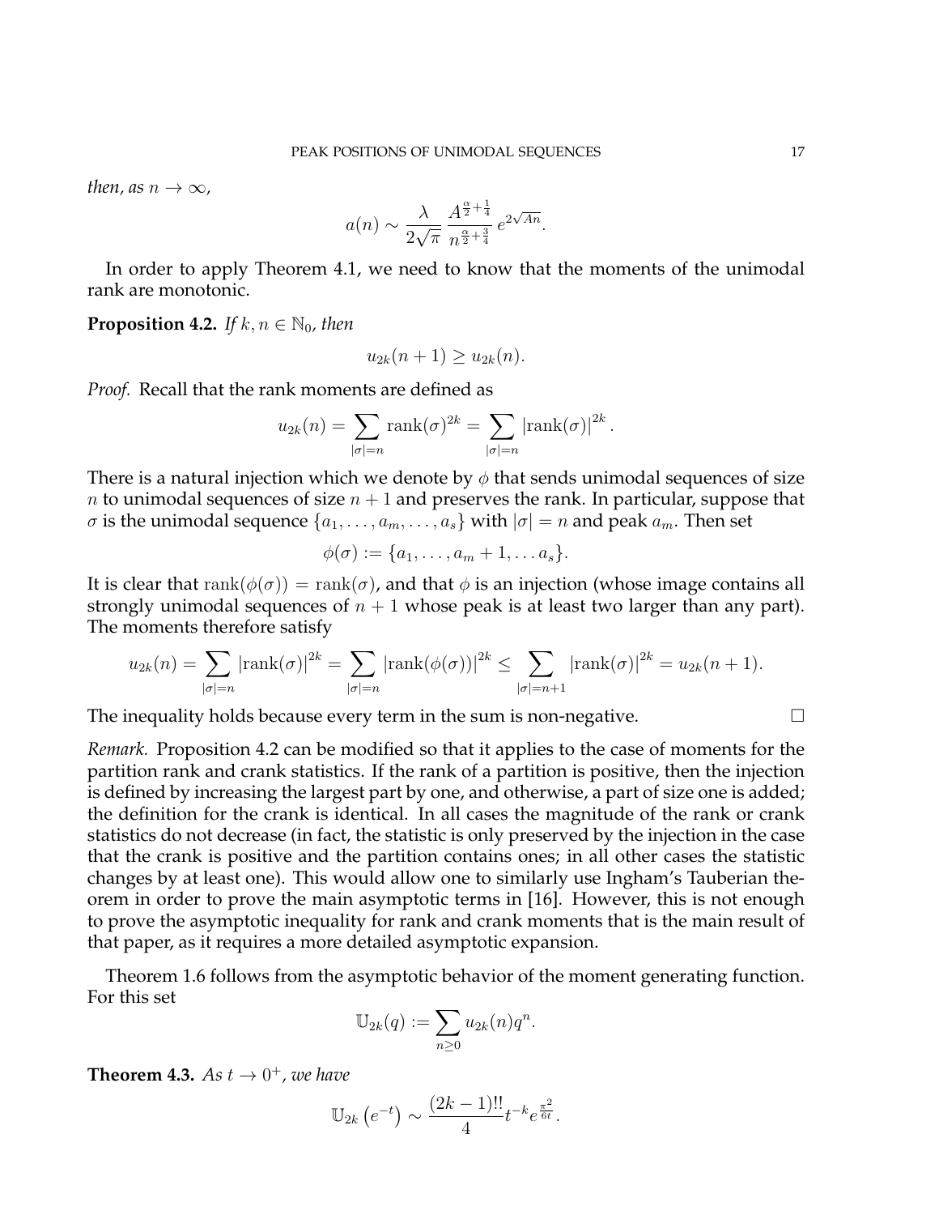*then, as* $n \to \infty$*,*

$$a(n) \sim \frac{\lambda}{2\sqrt{\pi}} \frac{A^{\frac{\alpha}{2}+\frac{1}{4}}}{n^{\frac{\alpha}{2}+\frac{3}{4}}} e^{2\sqrt{An}}.$$

In order to apply Theorem 4.1, we need to know that the moments of the unimodal rank are monotonic.

**Proposition 4.2.** *If* $k, n \in \mathbb{N}_0$*, then*

$$u_{2k}(n+1) \geq u_{2k}(n).$$

*Proof.* Recall that the rank moments are defined as

$$u_{2k}(n) = \sum_{|\sigma|=n} \mathrm{rank}(\sigma)^{2k} = \sum_{|\sigma|=n} |\mathrm{rank}(\sigma)|^{2k}.$$

There is a natural injection which we denote by $\phi$ that sends unimodal sequences of size $n$ to unimodal sequences of size $n+1$ and preserves the rank. In particular, suppose that $\sigma$ is the unimodal sequence $\{a_1, \ldots, a_m, \ldots, a_s\}$ with $|\sigma| = n$ and peak $a_m$. Then set

$$\phi(\sigma) := \{a_1, \ldots, a_m + 1, \ldots a_s\}.$$

It is clear that $\mathrm{rank}(\phi(\sigma)) = \mathrm{rank}(\sigma)$, and that $\phi$ is an injection (whose image contains all strongly unimodal sequences of $n+1$ whose peak is at least two larger than any part). The moments therefore satisfy

$$u_{2k}(n) = \sum_{|\sigma|=n} |\mathrm{rank}(\sigma)|^{2k} = \sum_{|\sigma|=n} |\mathrm{rank}(\phi(\sigma))|^{2k} \leq \sum_{|\sigma|=n+1} |\mathrm{rank}(\sigma)|^{2k} = u_{2k}(n+1).$$

The inequality holds because every term in the sum is non-negative. $\square$

*Remark.* Proposition 4.2 can be modified so that it applies to the case of moments for the partition rank and crank statistics. If the rank of a partition is positive, then the injection is defined by increasing the largest part by one, and otherwise, a part of size one is added; the definition for the crank is identical. In all cases the magnitude of the rank or crank statistics do not decrease (in fact, the statistic is only preserved by the injection in the case that the crank is positive and the partition contains ones; in all other cases the statistic changes by at least one). This would allow one to similarly use Ingham's Tauberian theorem in order to prove the main asymptotic terms in [16]. However, this is not enough to prove the asymptotic inequality for rank and crank moments that is the main result of that paper, as it requires a more detailed asymptotic expansion.

Theorem 1.6 follows from the asymptotic behavior of the moment generating function. For this set

$$\mathbb{U}_{2k}(q) := \sum_{n \geq 0} u_{2k}(n) q^n.$$

**Theorem 4.3.** *As* $t \to 0^+$*, we have*

$$\mathbb{U}_{2k}\left(e^{-t}\right) \sim \frac{(2k-1)!!}{4} t^{-k} e^{\frac{\pi^2}{6t}}.$$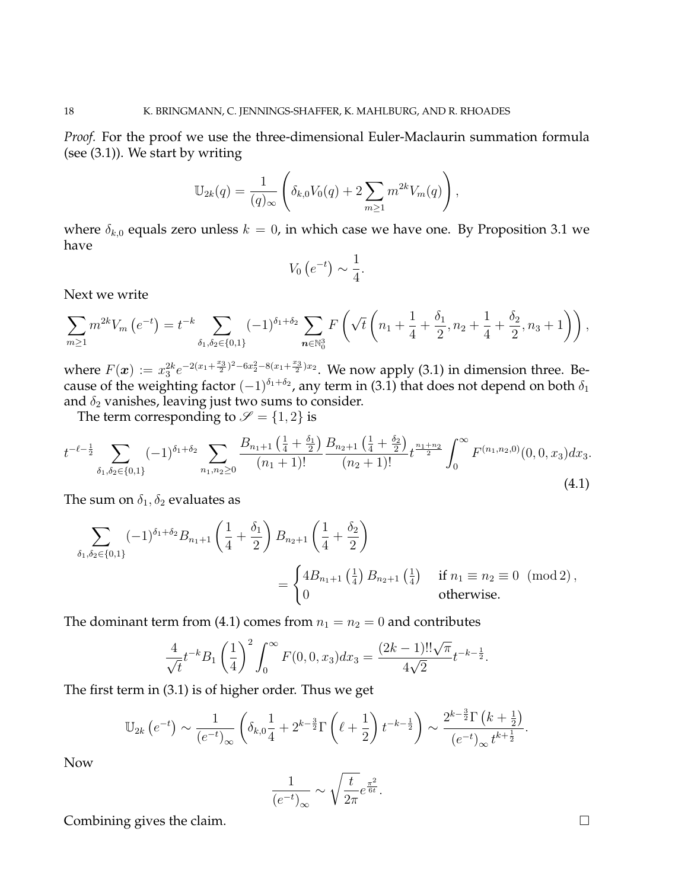*Proof.* For the proof we use the three-dimensional Euler-Maclaurin summation formula (see (3.1)). We start by writing

$$\mathbb{U}_{2k}(q) = \frac{1}{(q)_\infty}\left(\delta_{k,0}V_0(q) + 2\sum_{m\geq 1} m^{2k} V_m(q)\right),$$

where $\delta_{k,0}$ equals zero unless $k=0$, in which case we have one. By Proposition 3.1 we have

$$V_0\left(e^{-t}\right) \sim \frac{1}{4}.$$

Next we write

$$\sum_{m\geq 1} m^{2k} V_m\left(e^{-t}\right) = t^{-k} \sum_{\delta_1,\delta_2\in\{0,1\}} (-1)^{\delta_1+\delta_2} \sum_{\boldsymbol{n}\in\mathbb{N}_0^3} F\left(\sqrt{t}\left(n_1+\frac{1}{4}+\frac{\delta_1}{2}, n_2+\frac{1}{4}+\frac{\delta_2}{2}, n_3+1\right)\right),$$

where $F(\boldsymbol{x}) := x_3^{2k} e^{-2(x_1+\frac{x_3}{2})^2 - 6x_2^2 - 8(x_1+\frac{x_3}{2})x_2}$. We now apply (3.1) in dimension three. Because of the weighting factor $(-1)^{\delta_1+\delta_2}$, any term in (3.1) that does not depend on both $\delta_1$ and $\delta_2$ vanishes, leaving just two sums to consider.

The term corresponding to $\mathscr{S} = \{1,2\}$ is

$$t^{-\ell-\frac{1}{2}} \sum_{\delta_1,\delta_2\in\{0,1\}} (-1)^{\delta_1+\delta_2} \sum_{n_1,n_2\geq 0} \frac{B_{n_1+1}\left(\frac{1}{4}+\frac{\delta_1}{2}\right)}{(n_1+1)!} \frac{B_{n_2+1}\left(\frac{1}{4}+\frac{\delta_2}{2}\right)}{(n_2+1)!} t^{\frac{n_1+n_2}{2}} \int_0^\infty F^{(n_1,n_2,0)}(0,0,x_3)dx_3. \tag{4.1}$$

The sum on $\delta_1, \delta_2$ evaluates as

$$\sum_{\delta_1,\delta_2\in\{0,1\}} (-1)^{\delta_1+\delta_2} B_{n_1+1}\left(\frac{1}{4}+\frac{\delta_1}{2}\right) B_{n_2+1}\left(\frac{1}{4}+\frac{\delta_2}{2}\right) = \begin{cases} 4B_{n_1+1}\left(\frac{1}{4}\right)B_{n_2+1}\left(\frac{1}{4}\right) & \text{if } n_1\equiv n_2\equiv 0 \pmod 2, \\ 0 & \text{otherwise.}\end{cases}$$

The dominant term from (4.1) comes from $n_1 = n_2 = 0$ and contributes

$$\frac{4}{\sqrt{t}} t^{-k} B_1\left(\frac{1}{4}\right)^2 \int_0^\infty F(0,0,x_3)dx_3 = \frac{(2k-1)!!\sqrt{\pi}}{4\sqrt{2}} t^{-k-\frac{1}{2}}.$$

The first term in (3.1) is of higher order. Thus we get

$$\mathbb{U}_{2k}\left(e^{-t}\right) \sim \frac{1}{\left(e^{-t}\right)_\infty}\left(\delta_{k,0}\frac{1}{4} + 2^{k-\frac{3}{2}}\Gamma\left(\ell+\frac{1}{2}\right)t^{-k-\frac{1}{2}}\right) \sim \frac{2^{k-\frac{3}{2}}\Gamma\left(k+\frac{1}{2}\right)}{\left(e^{-t}\right)_\infty t^{k+\frac{1}{2}}}.$$

Now

$$\frac{1}{\left(e^{-t}\right)_\infty} \sim \sqrt{\frac{t}{2\pi}} e^{\frac{\pi^2}{6t}}.$$

Combining gives the claim. $\square$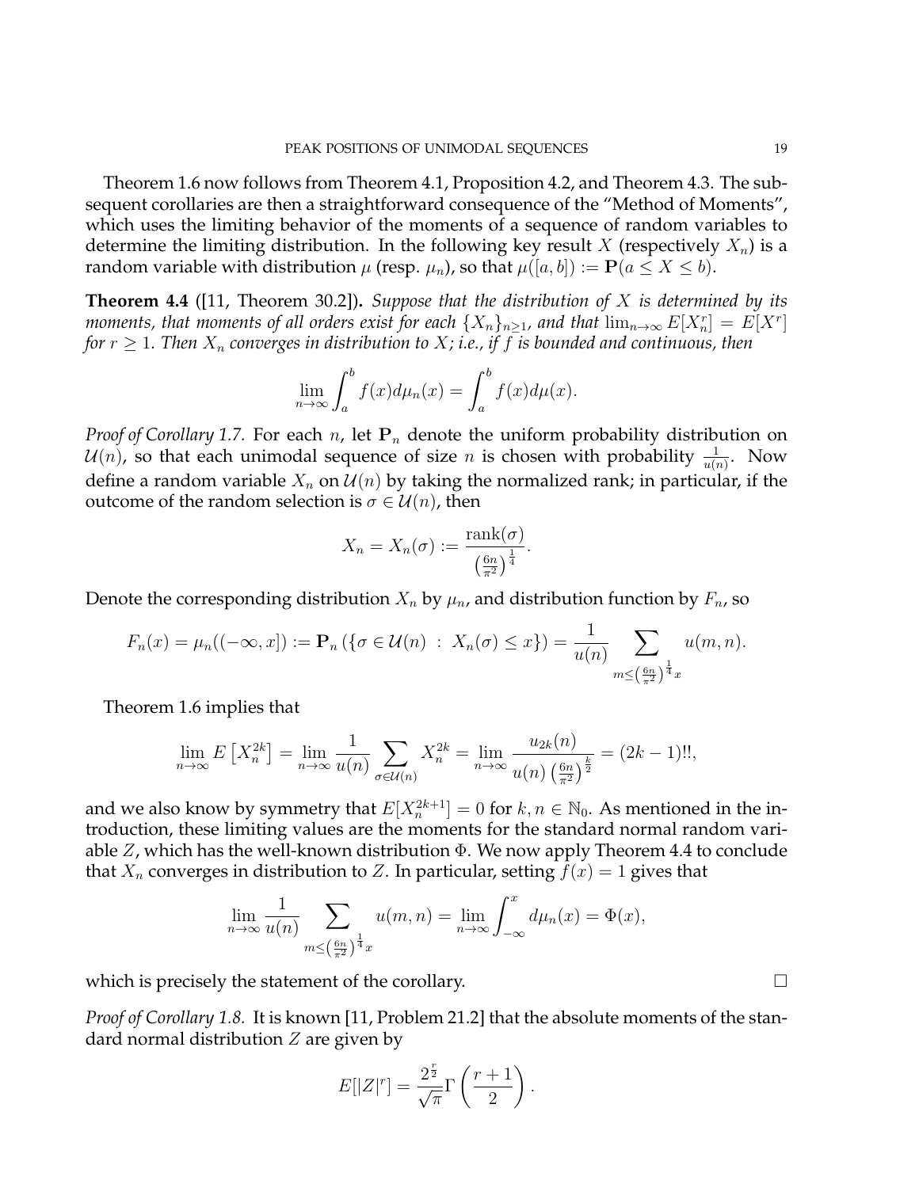Theorem 1.6 now follows from Theorem 4.1, Proposition 4.2, and Theorem 4.3. The subsequent corollaries are then a straightforward consequence of the "Method of Moments", which uses the limiting behavior of the moments of a sequence of random variables to determine the limiting distribution. In the following key result $X$ (respectively $X_n$) is a random variable with distribution $\mu$ (resp. $\mu_n$), so that $\mu([a,b]) := \mathbf{P}(a \leq X \leq b)$.

**Theorem 4.4** ([11, Theorem 30.2])**.** *Suppose that the distribution of $X$ is determined by its moments, that moments of all orders exist for each $\{X_n\}_{n\geq 1}$, and that $\lim_{n\to\infty} E[X_n^r] = E[X^r]$ for $r \geq 1$. Then $X_n$ converges in distribution to $X$; i.e., if $f$ is bounded and continuous, then*

$$\lim_{n\to\infty} \int_a^b f(x) d\mu_n(x) = \int_a^b f(x) d\mu(x).$$

*Proof of Corollary 1.7.* For each $n$, let $\mathbf{P}_n$ denote the uniform probability distribution on $\mathcal{U}(n)$, so that each unimodal sequence of size $n$ is chosen with probability $\frac{1}{u(n)}$. Now define a random variable $X_n$ on $\mathcal{U}(n)$ by taking the normalized rank; in particular, if the outcome of the random selection is $\sigma \in \mathcal{U}(n)$, then

$$X_n = X_n(\sigma) := \frac{\mathrm{rank}(\sigma)}{\left(\frac{6n}{\pi^2}\right)^{\frac{1}{4}}}.$$

Denote the corresponding distribution $X_n$ by $\mu_n$, and distribution function by $F_n$, so

$$F_n(x) = \mu_n((-\infty, x]) := \mathbf{P}_n\left(\{\sigma \in \mathcal{U}(n) \ : \ X_n(\sigma) \leq x\}\right) = \frac{1}{u(n)} \sum_{m \leq \left(\frac{6n}{\pi^2}\right)^{\frac{1}{4}} x} u(m,n).$$

Theorem 1.6 implies that

$$\lim_{n\to\infty} E\left[X_n^{2k}\right] = \lim_{n\to\infty} \frac{1}{u(n)} \sum_{\sigma \in \mathcal{U}(n)} X_n^{2k} = \lim_{n\to\infty} \frac{u_{2k}(n)}{u(n)\left(\frac{6n}{\pi^2}\right)^{\frac{k}{2}}} = (2k-1)!!,$$

and we also know by symmetry that $E[X_n^{2k+1}] = 0$ for $k, n \in \mathbb{N}_0$. As mentioned in the introduction, these limiting values are the moments for the standard normal random variable $Z$, which has the well-known distribution $\Phi$. We now apply Theorem 4.4 to conclude that $X_n$ converges in distribution to $Z$. In particular, setting $f(x) = 1$ gives that

$$\lim_{n\to\infty} \frac{1}{u(n)} \sum_{m \leq \left(\frac{6n}{\pi^2}\right)^{\frac{1}{4}} x} u(m,n) = \lim_{n\to\infty} \int_{-\infty}^{x} d\mu_n(x) = \Phi(x),$$

which is precisely the statement of the corollary. $\square$

*Proof of Corollary 1.8.* It is known [11, Problem 21.2] that the absolute moments of the standard normal distribution $Z$ are given by

$$E[|Z|^r] = \frac{2^{\frac{r}{2}}}{\sqrt{\pi}} \Gamma\left(\frac{r+1}{2}\right).$$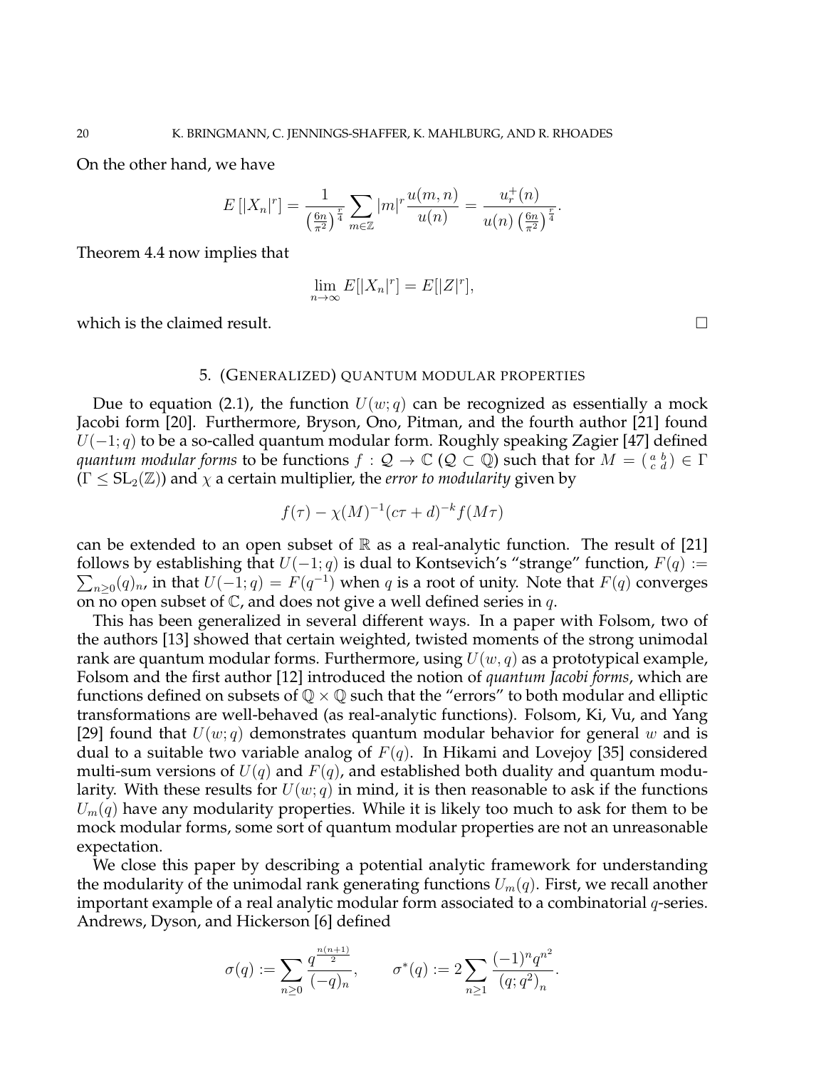On the other hand, we have

$$E\left[|X_n|^r\right] = \frac{1}{\left(\frac{6n}{\pi^2}\right)^{\frac{r}{4}}} \sum_{m\in\mathbb{Z}} |m|^r \frac{u(m,n)}{u(n)} = \frac{u_r^+(n)}{u(n)\left(\frac{6n}{\pi^2}\right)^{\frac{r}{4}}}.$$

Theorem 4.4 now implies that

$$\lim_{n\to\infty} E[|X_n|^r] = E[|Z|^r],$$

which is the claimed result. $\square$

## 5. (Generalized) quantum modular properties

Due to equation (2.1), the function $U(w;q)$ can be recognized as essentially a mock Jacobi form [20]. Furthermore, Bryson, Ono, Pitman, and the fourth author [21] found $U(-1;q)$ to be a so-called quantum modular form. Roughly speaking Zagier [47] defined *quantum modular forms* to be functions $f : \mathcal{Q} \to \mathbb{C}$ ($\mathcal{Q} \subset \mathbb{Q}$) such that for $M = \left(\begin{smallmatrix} a & b \\ c & d \end{smallmatrix}\right) \in \Gamma$ ($\Gamma \leq \mathrm{SL}_2(\mathbb{Z})$) and $\chi$ a certain multiplier, the *error to modularity* given by

$$f(\tau) - \chi(M)^{-1}(c\tau + d)^{-k} f(M\tau)$$

can be extended to an open subset of $\mathbb{R}$ as a real-analytic function. The result of [21] follows by establishing that $U(-1;q)$ is dual to Kontsevich's "strange" function, $F(q) := \sum_{n\geq 0}(q)_n$, in that $U(-1;q) = F(q^{-1})$ when $q$ is a root of unity. Note that $F(q)$ converges on no open subset of $\mathbb{C}$, and does not give a well defined series in $q$.

This has been generalized in several different ways. In a paper with Folsom, two of the authors [13] showed that certain weighted, twisted moments of the strong unimodal rank are quantum modular forms. Furthermore, using $U(w,q)$ as a prototypical example, Folsom and the first author [12] introduced the notion of *quantum Jacobi forms*, which are functions defined on subsets of $\mathbb{Q} \times \mathbb{Q}$ such that the "errors" to both modular and elliptic transformations are well-behaved (as real-analytic functions). Folsom, Ki, Vu, and Yang [29] found that $U(w;q)$ demonstrates quantum modular behavior for general $w$ and is dual to a suitable two variable analog of $F(q)$. In Hikami and Lovejoy [35] considered multi-sum versions of $U(q)$ and $F(q)$, and established both duality and quantum modularity. With these results for $U(w;q)$ in mind, it is then reasonable to ask if the functions $U_m(q)$ have any modularity properties. While it is likely too much to ask for them to be mock modular forms, some sort of quantum modular properties are not an unreasonable expectation.

We close this paper by describing a potential analytic framework for understanding the modularity of the unimodal rank generating functions $U_m(q)$. First, we recall another important example of a real analytic modular form associated to a combinatorial $q$-series. Andrews, Dyson, and Hickerson [6] defined

$$\sigma(q) := \sum_{n\geq 0} \frac{q^{\frac{n(n+1)}{2}}}{(-q)_n}, \qquad \sigma^*(q) := 2\sum_{n\geq 1} \frac{(-1)^n q^{n^2}}{(q;q^2)_n}.$$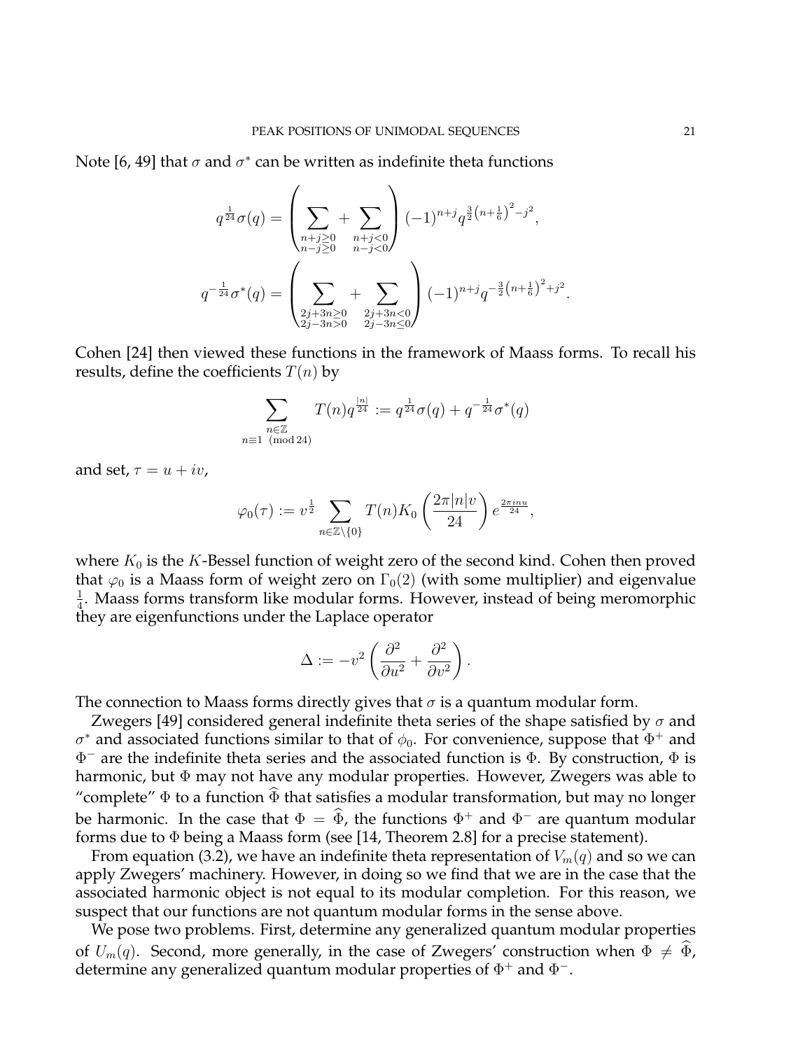Note [6, 49] that $\sigma$ and $\sigma^*$ can be written as indefinite theta functions

$$q^{\frac{1}{24}}\sigma(q) = \left( \sum_{\substack{n+j\geq 0 \\ n-j\geq 0}} + \sum_{\substack{n+j<0 \\ n-j<0}} \right) (-1)^{n+j} q^{\frac{3}{2}\left(n+\frac{1}{6}\right)^2 - j^2},$$

$$q^{-\frac{1}{24}}\sigma^*(q) = \left( \sum_{\substack{2j+3n\geq 0 \\ 2j-3n>0}} + \sum_{\substack{2j+3n<0 \\ 2j-3n\leq 0}} \right) (-1)^{n+j} q^{-\frac{3}{2}\left(n+\frac{1}{6}\right)^2 + j^2}.$$

Cohen [24] then viewed these functions in the framework of Maass forms. To recall his results, define the coefficients $T(n)$ by

$$\sum_{\substack{n\in\mathbb{Z} \\ n\equiv 1 \pmod{24}}} T(n) q^{\frac{|n|}{24}} := q^{\frac{1}{24}}\sigma(q) + q^{-\frac{1}{24}}\sigma^*(q)$$

and set, $\tau = u + iv$,

$$\varphi_0(\tau) := v^{\frac{1}{2}} \sum_{n\in\mathbb{Z}\setminus\{0\}} T(n) K_0\left(\frac{2\pi|n|v}{24}\right) e^{\frac{2\pi i n u}{24}},$$

where $K_0$ is the $K$-Bessel function of weight zero of the second kind. Cohen then proved that $\varphi_0$ is a Maass form of weight zero on $\Gamma_0(2)$ (with some multiplier) and eigenvalue $\frac{1}{4}$. Maass forms transform like modular forms. However, instead of being meromorphic they are eigenfunctions under the Laplace operator

$$\Delta := -v^2\left(\frac{\partial^2}{\partial u^2} + \frac{\partial^2}{\partial v^2}\right).$$

The connection to Maass forms directly gives that $\sigma$ is a quantum modular form.

Zwegers [49] considered general indefinite theta series of the shape satisfied by $\sigma$ and $\sigma^*$ and associated functions similar to that of $\phi_0$. For convenience, suppose that $\Phi^+$ and $\Phi^-$ are the indefinite theta series and the associated function is $\Phi$. By construction, $\Phi$ is harmonic, but $\Phi$ may not have any modular properties. However, Zwegers was able to "complete" $\Phi$ to a function $\widehat{\Phi}$ that satisfies a modular transformation, but may no longer be harmonic. In the case that $\Phi = \widehat{\Phi}$, the functions $\Phi^+$ and $\Phi^-$ are quantum modular forms due to $\Phi$ being a Maass form (see [14, Theorem 2.8] for a precise statement).

From equation (3.2), we have an indefinite theta representation of $V_m(q)$ and so we can apply Zwegers' machinery. However, in doing so we find that we are in the case that the associated harmonic object is not equal to its modular completion. For this reason, we suspect that our functions are not quantum modular forms in the sense above.

We pose two problems. First, determine any generalized quantum modular properties of $U_m(q)$. Second, more generally, in the case of Zwegers' construction when $\Phi \neq \widehat{\Phi}$, determine any generalized quantum modular properties of $\Phi^+$ and $\Phi^-$.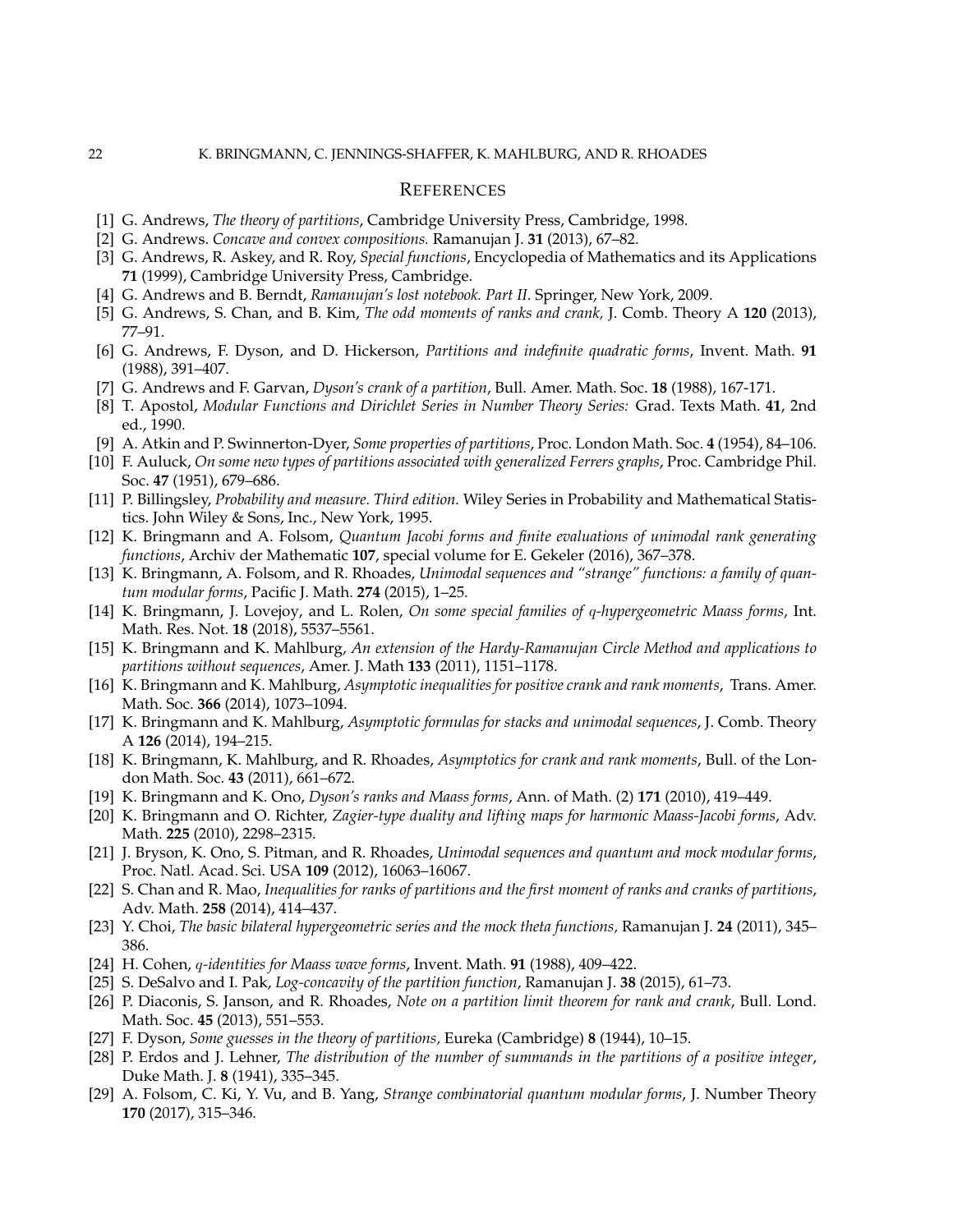## References

- [1] G. Andrews, *The theory of partitions*, Cambridge University Press, Cambridge, 1998.
- [2] G. Andrews. *Concave and convex compositions.* Ramanujan J. **31** (2013), 67–82.
- [3] G. Andrews, R. Askey, and R. Roy, *Special functions*, Encyclopedia of Mathematics and its Applications **71** (1999), Cambridge University Press, Cambridge.
- [4] G. Andrews and B. Berndt, *Ramanujan's lost notebook. Part II.* Springer, New York, 2009.
- [5] G. Andrews, S. Chan, and B. Kim, *The odd moments of ranks and crank,* J. Comb. Theory A **120** (2013), 77–91.
- [6] G. Andrews, F. Dyson, and D. Hickerson, *Partitions and indefinite quadratic forms*, Invent. Math. **91** (1988), 391–407.
- [7] G. Andrews and F. Garvan, *Dyson's crank of a partition*, Bull. Amer. Math. Soc. **18** (1988), 167-171.
- [8] T. Apostol, *Modular Functions and Dirichlet Series in Number Theory Series:* Grad. Texts Math. **41**, 2nd ed., 1990.
- [9] A. Atkin and P. Swinnerton-Dyer, *Some properties of partitions*, Proc. London Math. Soc. **4** (1954), 84–106.
- [10] F. Auluck, *On some new types of partitions associated with generalized Ferrers graphs*, Proc. Cambridge Phil. Soc. **47** (1951), 679–686.
- [11] P. Billingsley, *Probability and measure. Third edition.* Wiley Series in Probability and Mathematical Statistics. John Wiley & Sons, Inc., New York, 1995.
- [12] K. Bringmann and A. Folsom, *Quantum Jacobi forms and finite evaluations of unimodal rank generating functions*, Archiv der Mathematic **107**, special volume for E. Gekeler (2016), 367–378.
- [13] K. Bringmann, A. Folsom, and R. Rhoades, *Unimodal sequences and "strange" functions: a family of quantum modular forms*, Pacific J. Math. **274** (2015), 1–25.
- [14] K. Bringmann, J. Lovejoy, and L. Rolen, *On some special families of $q$-hypergeometric Maass forms*, Int. Math. Res. Not. **18** (2018), 5537–5561.
- [15] K. Bringmann and K. Mahlburg, *An extension of the Hardy-Ramanujan Circle Method and applications to partitions without sequences*, Amer. J. Math **133** (2011), 1151–1178.
- [16] K. Bringmann and K. Mahlburg, *Asymptotic inequalities for positive crank and rank moments*, Trans. Amer. Math. Soc. **366** (2014), 1073–1094.
- [17] K. Bringmann and K. Mahlburg, *Asymptotic formulas for stacks and unimodal sequences*, J. Comb. Theory A **126** (2014), 194–215.
- [18] K. Bringmann, K. Mahlburg, and R. Rhoades, *Asymptotics for crank and rank moments*, Bull. of the London Math. Soc. **43** (2011), 661–672.
- [19] K. Bringmann and K. Ono, *Dyson's ranks and Maass forms*, Ann. of Math. (2) **171** (2010), 419–449.
- [20] K. Bringmann and O. Richter, *Zagier-type duality and lifting maps for harmonic Maass-Jacobi forms*, Adv. Math. **225** (2010), 2298–2315.
- [21] J. Bryson, K. Ono, S. Pitman, and R. Rhoades, *Unimodal sequences and quantum and mock modular forms*, Proc. Natl. Acad. Sci. USA **109** (2012), 16063–16067.
- [22] S. Chan and R. Mao, *Inequalities for ranks of partitions and the first moment of ranks and cranks of partitions*, Adv. Math. **258** (2014), 414–437.
- [23] Y. Choi, *The basic bilateral hypergeometric series and the mock theta functions,* Ramanujan J. **24** (2011), 345–386.
- [24] H. Cohen, *$q$-identities for Maass wave forms*, Invent. Math. **91** (1988), 409–422.
- [25] S. DeSalvo and I. Pak, *Log-concavity of the partition function*, Ramanujan J. **38** (2015), 61–73.
- [26] P. Diaconis, S. Janson, and R. Rhoades, *Note on a partition limit theorem for rank and crank*, Bull. Lond. Math. Soc. **45** (2013), 551–553.
- [27] F. Dyson, *Some guesses in the theory of partitions,* Eureka (Cambridge) **8** (1944), 10–15.
- [28] P. Erdos and J. Lehner, *The distribution of the number of summands in the partitions of a positive integer*, Duke Math. J. **8** (1941), 335–345.
- [29] A. Folsom, C. Ki, Y. Vu, and B. Yang, *Strange combinatorial quantum modular forms*, J. Number Theory **170** (2017), 315–346.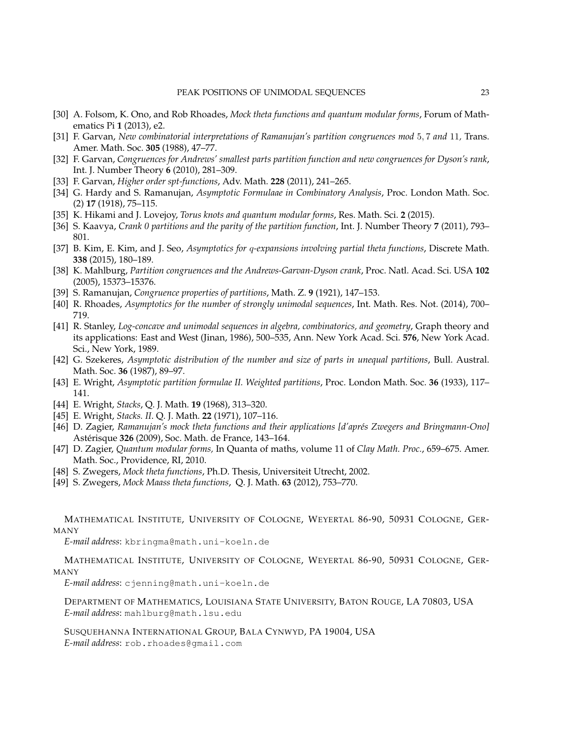[30] A. Folsom, K. Ono, and Rob Rhoades, *Mock theta functions and quantum modular forms*, Forum of Mathematics Pi **1** (2013), e2.

[31] F. Garvan, *New combinatorial interpretations of Ramanujan's partition congruences mod* 5, 7 *and* 11, Trans. Amer. Math. Soc. **305** (1988), 47–77.

[32] F. Garvan, *Congruences for Andrews' smallest parts partition function and new congruences for Dyson's rank*, Int. J. Number Theory **6** (2010), 281–309.

[33] F. Garvan, *Higher order spt-functions*, Adv. Math. **228** (2011), 241–265.

[34] G. Hardy and S. Ramanujan, *Asymptotic Formulaae in Combinatory Analysis*, Proc. London Math. Soc. (2) **17** (1918), 75–115.

[35] K. Hikami and J. Lovejoy, *Torus knots and quantum modular forms*, Res. Math. Sci. **2** (2015).

[36] S. Kaavya, *Crank 0 partitions and the parity of the partition function*, Int. J. Number Theory **7** (2011), 793–801.

[37] B. Kim, E. Kim, and J. Seo, *Asymptotics for $q$-expansions involving partial theta functions*, Discrete Math. **338** (2015), 180–189.

[38] K. Mahlburg, *Partition congruences and the Andrews-Garvan-Dyson crank*, Proc. Natl. Acad. Sci. USA **102** (2005), 15373–15376.

[39] S. Ramanujan, *Congruence properties of partitions*, Math. Z. **9** (1921), 147–153.

[40] R. Rhoades, *Asymptotics for the number of strongly unimodal sequences*, Int. Math. Res. Not. (2014), 700–719.

[41] R. Stanley, *Log-concave and unimodal sequences in algebra, combinatorics, and geometry*, Graph theory and its applications: East and West (Jinan, 1986), 500–535, Ann. New York Acad. Sci. **576**, New York Acad. Sci., New York, 1989.

[42] G. Szekeres, *Asymptotic distribution of the number and size of parts in unequal partitions*, Bull. Austral. Math. Soc. **36** (1987), 89–97.

[43] E. Wright, *Asymptotic partition formulae II. Weighted partitions*, Proc. London Math. Soc. **36** (1933), 117–141.

[44] E. Wright, *Stacks*, Q. J. Math. **19** (1968), 313–320.

[45] E. Wright, *Stacks. II*. Q. J. Math. **22** (1971), 107–116.

[46] D. Zagier, *Ramanujan's mock theta functions and their applications [d'aprés Zwegers and Bringmann-Ono]* Astérisque **326** (2009), Soc. Math. de France, 143–164.

[47] D. Zagier, *Quantum modular forms,* In Quanta of maths, volume 11 of *Clay Math. Proc.*, 659–675. Amer. Math. Soc., Providence, RI, 2010.

[48] S. Zwegers, *Mock theta functions*, Ph.D. Thesis, Universiteit Utrecht, 2002.

[49] S. Zwegers, *Mock Maass theta functions*, Q. J. Math. **63** (2012), 753–770.

MATHEMATICAL INSTITUTE, UNIVERSITY OF COLOGNE, WEYERTAL 86-90, 50931 COLOGNE, GERMANY
*E-mail address*: kbringma@math.uni-koeln.de

MATHEMATICAL INSTITUTE, UNIVERSITY OF COLOGNE, WEYERTAL 86-90, 50931 COLOGNE, GERMANY
*E-mail address*: cjenning@math.uni-koeln.de

DEPARTMENT OF MATHEMATICS, LOUISIANA STATE UNIVERSITY, BATON ROUGE, LA 70803, USA
*E-mail address*: mahlburg@math.lsu.edu

SUSQUEHANNA INTERNATIONAL GROUP, BALA CYNWYD, PA 19004, USA
*E-mail address*: rob.rhoades@gmail.com